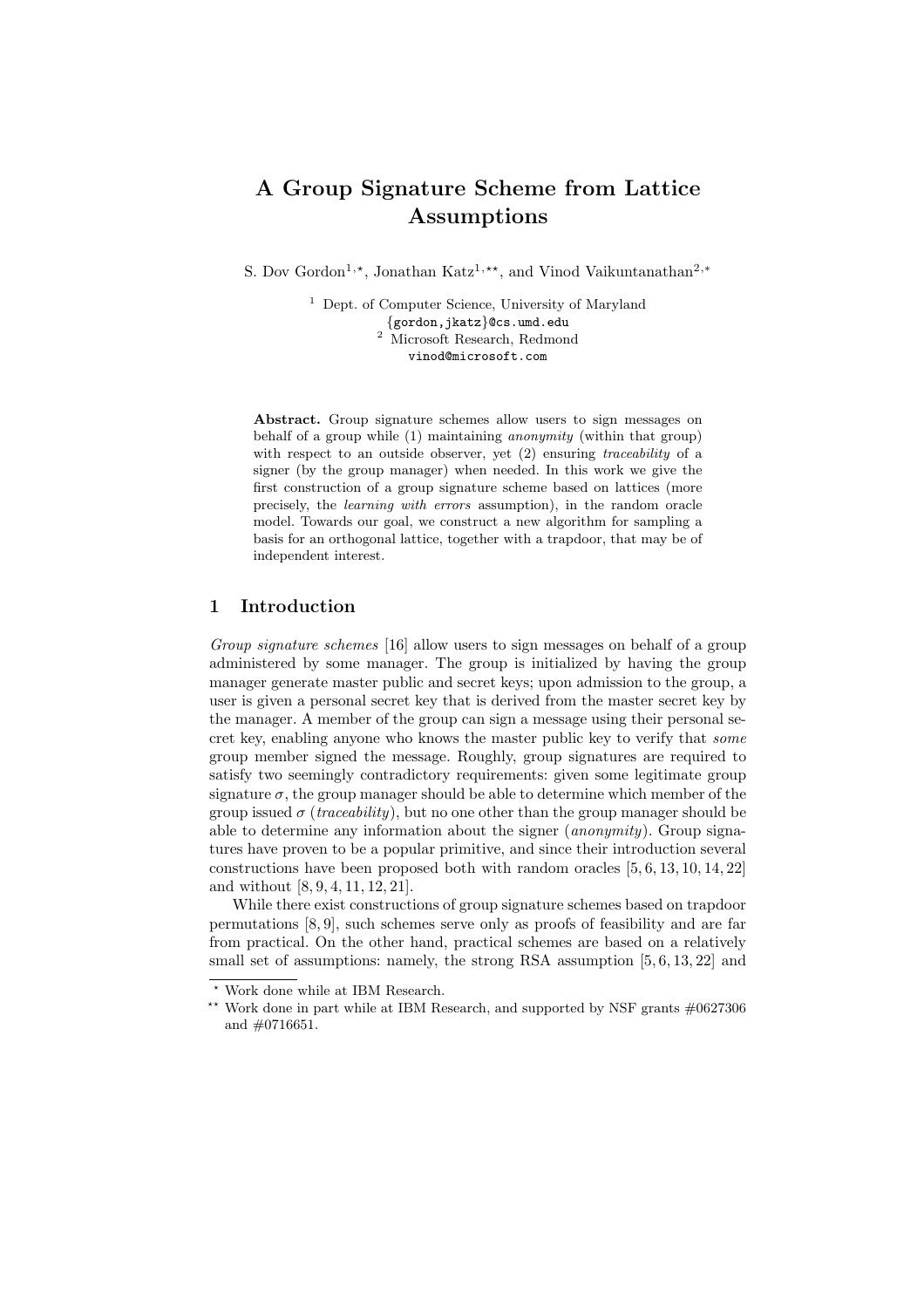# A Group Signature Scheme from Lattice Assumptions

S. Dov Gordon[1,⋆], Jonathan Katz[1,⋆⋆], and Vinod Vaikuntanathan[2,⋆]

[1] Dept. of Computer Science, University of Maryland
{gordon,jkatz}@cs.umd.edu
[2] Microsoft Research, Redmond
vinod@microsoft.com

**Abstract.** Group signature schemes allow users to sign messages on behalf of a group while (1) maintaining *anonymity* (within that group) with respect to an outside observer, yet (2) ensuring *traceability* of a signer (by the group manager) when needed. In this work we give the first construction of a group signature scheme based on lattices (more precisely, the *learning with errors* assumption), in the random oracle model. Towards our goal, we construct a new algorithm for sampling a basis for an orthogonal lattice, together with a trapdoor, that may be of independent interest.

## 1 Introduction

*Group signature schemes* [16] allow users to sign messages on behalf of a group administered by some manager. The group is initialized by having the group manager generate master public and secret keys; upon admission to the group, a user is given a personal secret key that is derived from the master secret key by the manager. A member of the group can sign a message using their personal secret key, enabling anyone who knows the master public key to verify that *some* group member signed the message. Roughly, group signatures are required to satisfy two seemingly contradictory requirements: given some legitimate group signature $\sigma$, the group manager should be able to determine which member of the group issued $\sigma$ (*traceability*), but no one other than the group manager should be able to determine any information about the signer (*anonymity*). Group signatures have proven to be a popular primitive, and since their introduction several constructions have been proposed both with random oracles [5, 6, 13, 10, 14, 22] and without [8, 9, 4, 11, 12, 21].

While there exist constructions of group signature schemes based on trapdoor permutations [8, 9], such schemes serve only as proofs of feasibility and are far from practical. On the other hand, practical schemes are based on a relatively small set of assumptions: namely, the strong RSA assumption [5, 6, 13, 22] and

---

⋆ Work done while at IBM Research.

⋆⋆ Work done in part while at IBM Research, and supported by NSF grants #0627306 and #0716651.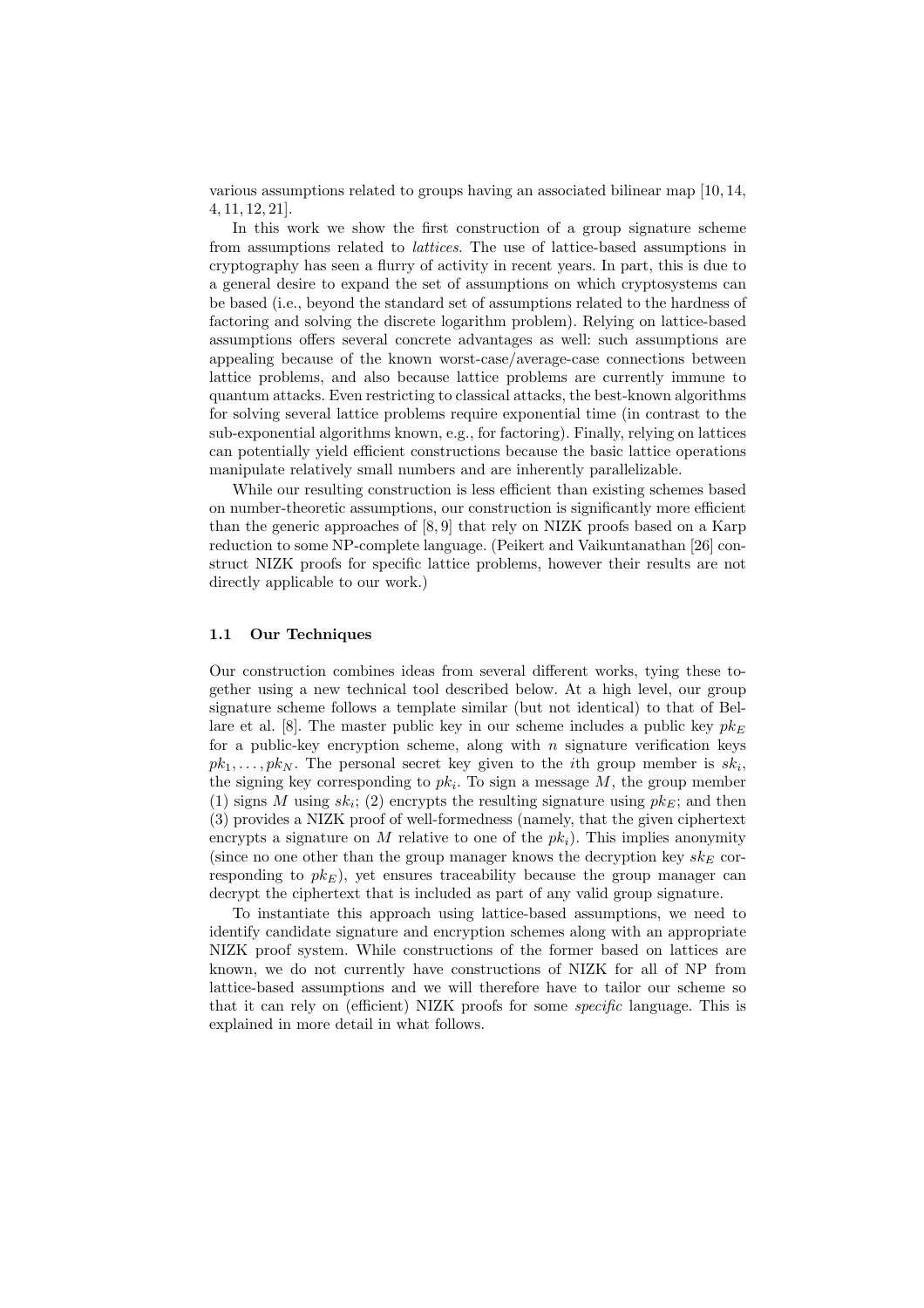various assumptions related to groups having an associated bilinear map [10, 14, 4, 11, 12, 21].

In this work we show the first construction of a group signature scheme from assumptions related to *lattices*. The use of lattice-based assumptions in cryptography has seen a flurry of activity in recent years. In part, this is due to a general desire to expand the set of assumptions on which cryptosystems can be based (i.e., beyond the standard set of assumptions related to the hardness of factoring and solving the discrete logarithm problem). Relying on lattice-based assumptions offers several concrete advantages as well: such assumptions are appealing because of the known worst-case/average-case connections between lattice problems, and also because lattice problems are currently immune to quantum attacks. Even restricting to classical attacks, the best-known algorithms for solving several lattice problems require exponential time (in contrast to the sub-exponential algorithms known, e.g., for factoring). Finally, relying on lattices can potentially yield efficient constructions because the basic lattice operations manipulate relatively small numbers and are inherently parallelizable.

While our resulting construction is less efficient than existing schemes based on number-theoretic assumptions, our construction is significantly more efficient than the generic approaches of [8, 9] that rely on NIZK proofs based on a Karp reduction to some NP-complete language. (Peikert and Vaikuntanathan [26] construct NIZK proofs for specific lattice problems, however their results are not directly applicable to our work.)

### 1.1 Our Techniques

Our construction combines ideas from several different works, tying these together using a new technical tool described below. At a high level, our group signature scheme follows a template similar (but not identical) to that of Bellare et al. [8]. The master public key in our scheme includes a public key $pk_E$ for a public-key encryption scheme, along with $n$ signature verification keys $pk_1, \ldots, pk_N$. The personal secret key given to the $i$th group member is $sk_i$, the signing key corresponding to $pk_i$. To sign a message $M$, the group member (1) signs $M$ using $sk_i$; (2) encrypts the resulting signature using $pk_E$; and then (3) provides a NIZK proof of well-formedness (namely, that the given ciphertext encrypts a signature on $M$ relative to one of the $pk_i$). This implies anonymity (since no one other than the group manager knows the decryption key $sk_E$ corresponding to $pk_E$), yet ensures traceability because the group manager can decrypt the ciphertext that is included as part of any valid group signature.

To instantiate this approach using lattice-based assumptions, we need to identify candidate signature and encryption schemes along with an appropriate NIZK proof system. While constructions of the former based on lattices are known, we do not currently have constructions of NIZK for all of NP from lattice-based assumptions and we will therefore have to tailor our scheme so that it can rely on (efficient) NIZK proofs for some *specific* language. This is explained in more detail in what follows.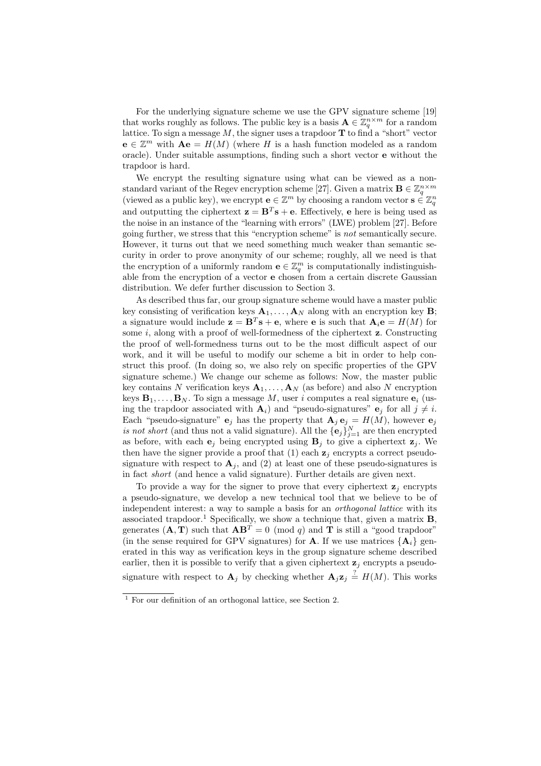For the underlying signature scheme we use the GPV signature scheme [19] that works roughly as follows. The public key is a basis $\mathbf{A} \in \mathbb{Z}_q^{n \times m}$ for a random lattice. To sign a message $M$, the signer uses a trapdoor $\mathbf{T}$ to find a "short" vector $\mathbf{e} \in \mathbb{Z}^m$ with $\mathbf{A}\mathbf{e} = H(M)$ (where $H$ is a hash function modeled as a random oracle). Under suitable assumptions, finding such a short vector $\mathbf{e}$ without the trapdoor is hard.

We encrypt the resulting signature using what can be viewed as a non-standard variant of the Regev encryption scheme [27]. Given a matrix $\mathbf{B} \in \mathbb{Z}_q^{n \times m}$ (viewed as a public key), we encrypt $\mathbf{e} \in \mathbb{Z}^m$ by choosing a random vector $\mathbf{s} \in \mathbb{Z}_q^n$ and outputting the ciphertext $\mathbf{z} = \mathbf{B}^T\mathbf{s} + \mathbf{e}$. Effectively, $\mathbf{e}$ here is being used as the noise in an instance of the "learning with errors" (LWE) problem [27]. Before going further, we stress that this "encryption scheme" is *not* semantically secure. However, it turns out that we need something much weaker than semantic security in order to prove anonymity of our scheme; roughly, all we need is that the encryption of a uniformly random $\mathbf{e} \in \mathbb{Z}_q^m$ is computationally indistinguishable from the encryption of a vector $\mathbf{e}$ chosen from a certain discrete Gaussian distribution. We defer further discussion to Section 3.

As described thus far, our group signature scheme would have a master public key consisting of verification keys $\mathbf{A}_1, \ldots, \mathbf{A}_N$ along with an encryption key $\mathbf{B}$; a signature would include $\mathbf{z} = \mathbf{B}^T\mathbf{s} + \mathbf{e}$, where $\mathbf{e}$ is such that $\mathbf{A}_i\mathbf{e} = H(M)$ for some $i$, along with a proof of well-formedness of the ciphertext $\mathbf{z}$. Constructing the proof of well-formedness turns out to be the most difficult aspect of our work, and it will be useful to modify our scheme a bit in order to help construct this proof. (In doing so, we also rely on specific properties of the GPV signature scheme.) We change our scheme as follows: Now, the master public key contains $N$ verification keys $\mathbf{A}_1, \ldots, \mathbf{A}_N$ (as before) and also $N$ encryption keys $\mathbf{B}_1, \ldots, \mathbf{B}_N$. To sign a message $M$, user $i$ computes a real signature $\mathbf{e}_i$ (using the trapdoor associated with $\mathbf{A}_i$) and "pseudo-signatures" $\mathbf{e}_j$ for all $j \neq i$. Each "pseudo-signature" $\mathbf{e}_j$ has the property that $\mathbf{A}_j\,\mathbf{e}_j = H(M)$, however $\mathbf{e}_j$ *is not short* (and thus not a valid signature). All the $\{\mathbf{e}_j\}_{j=1}^N$ are then encrypted as before, with each $\mathbf{e}_j$ being encrypted using $\mathbf{B}_j$ to give a ciphertext $\mathbf{z}_j$. We then have the signer provide a proof that (1) each $\mathbf{z}_j$ encrypts a correct pseudo-signature with respect to $\mathbf{A}_j$, and (2) at least one of these pseudo-signatures is in fact *short* (and hence a valid signature). Further details are given next.

To provide a way for the signer to prove that every ciphertext $\mathbf{z}_j$ encrypts a pseudo-signature, we develop a new technical tool that we believe to be of independent interest: a way to sample a basis for an *orthogonal lattice* with its associated trapdoor.[1] Specifically, we show a technique that, given a matrix $\mathbf{B}$, generates $(\mathbf{A}, \mathbf{T})$ such that $\mathbf{A}\mathbf{B}^T = 0 \pmod q$ and $\mathbf{T}$ is still a "good trapdoor" (in the sense required for GPV signatures) for $\mathbf{A}$. If we use matrices $\{\mathbf{A}_i\}$ generated in this way as verification keys in the group signature scheme described earlier, then it is possible to verify that a given ciphertext $\mathbf{z}_j$ encrypts a pseudo-signature with respect to $\mathbf{A}_j$ by checking whether $\mathbf{A}_j\mathbf{z}_j \stackrel{?}{=} H(M)$. This works

[1] For our definition of an orthogonal lattice, see Section 2.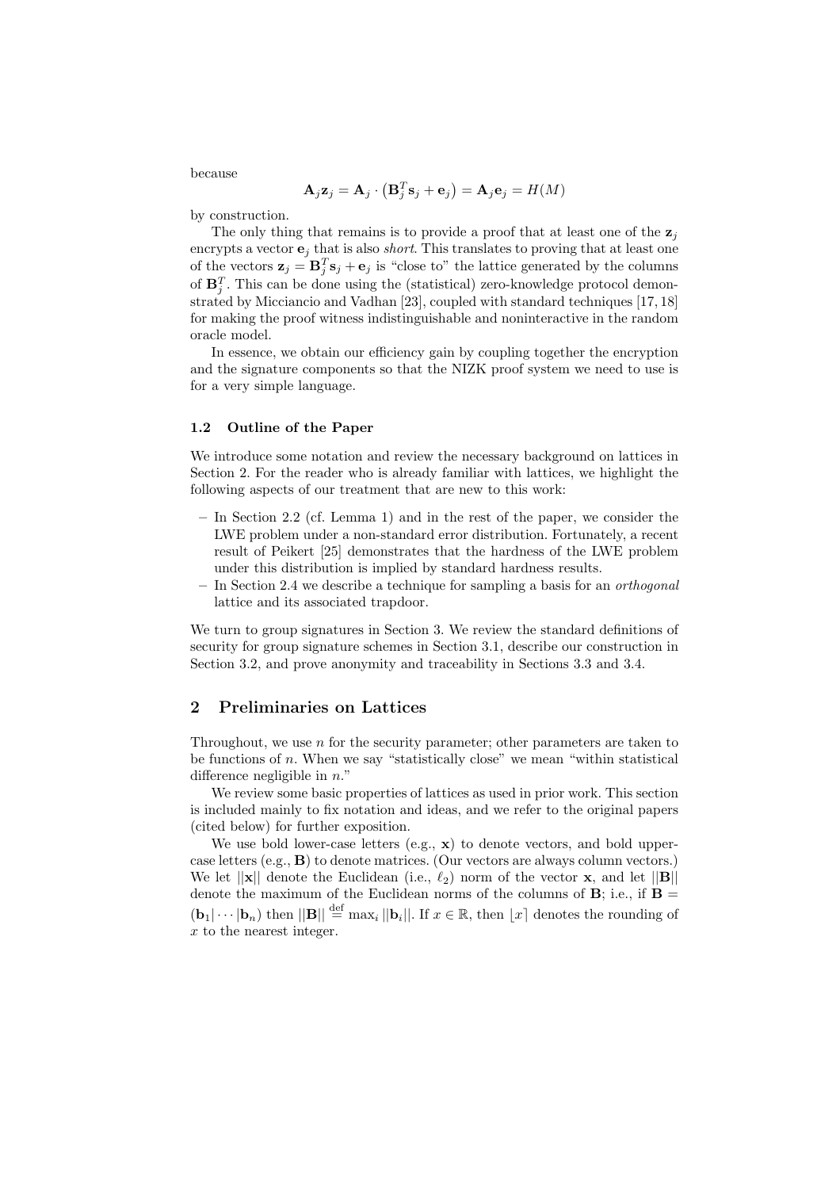because

$$\mathbf{A}_j \mathbf{z}_j = \mathbf{A}_j \cdot \left(\mathbf{B}_j^T \mathbf{s}_j + \mathbf{e}_j\right) = \mathbf{A}_j \mathbf{e}_j = H(M)$$

by construction.

The only thing that remains is to provide a proof that at least one of the $\mathbf{z}_j$ encrypts a vector $\mathbf{e}_j$ that is also *short*. This translates to proving that at least one of the vectors $\mathbf{z}_j = \mathbf{B}_j^T \mathbf{s}_j + \mathbf{e}_j$ is "close to" the lattice generated by the columns of $\mathbf{B}_j^T$. This can be done using the (statistical) zero-knowledge protocol demonstrated by Micciancio and Vadhan [23], coupled with standard techniques [17, 18] for making the proof witness indistinguishable and noninteractive in the random oracle model.

In essence, we obtain our efficiency gain by coupling together the encryption and the signature components so that the NIZK proof system we need to use is for a very simple language.

### 1.2 Outline of the Paper

We introduce some notation and review the necessary background on lattices in Section 2. For the reader who is already familiar with lattices, we highlight the following aspects of our treatment that are new to this work:

- In Section 2.2 (cf. Lemma 1) and in the rest of the paper, we consider the LWE problem under a non-standard error distribution. Fortunately, a recent result of Peikert [25] demonstrates that the hardness of the LWE problem under this distribution is implied by standard hardness results.
- In Section 2.4 we describe a technique for sampling a basis for an *orthogonal* lattice and its associated trapdoor.

We turn to group signatures in Section 3. We review the standard definitions of security for group signature schemes in Section 3.1, describe our construction in Section 3.2, and prove anonymity and traceability in Sections 3.3 and 3.4.

## 2 Preliminaries on Lattices

Throughout, we use $n$ for the security parameter; other parameters are taken to be functions of $n$. When we say "statistically close" we mean "within statistical difference negligible in $n$."

We review some basic properties of lattices as used in prior work. This section is included mainly to fix notation and ideas, and we refer to the original papers (cited below) for further exposition.

We use bold lower-case letters (e.g., $\mathbf{x}$) to denote vectors, and bold upper-case letters (e.g., $\mathbf{B}$) to denote matrices. (Our vectors are always column vectors.) We let $||\mathbf{x}||$ denote the Euclidean (i.e., $\ell_2$) norm of the vector $\mathbf{x}$, and let $||\mathbf{B}||$ denote the maximum of the Euclidean norms of the columns of $\mathbf{B}$; i.e., if $\mathbf{B} = (\mathbf{b}_1|\cdots|\mathbf{b}_n)$ then $||\mathbf{B}|| \stackrel{\text{def}}{=} \max_i ||\mathbf{b}_i||$. If $x \in \mathbb{R}$, then $\lfloor x \rceil$ denotes the rounding of $x$ to the nearest integer.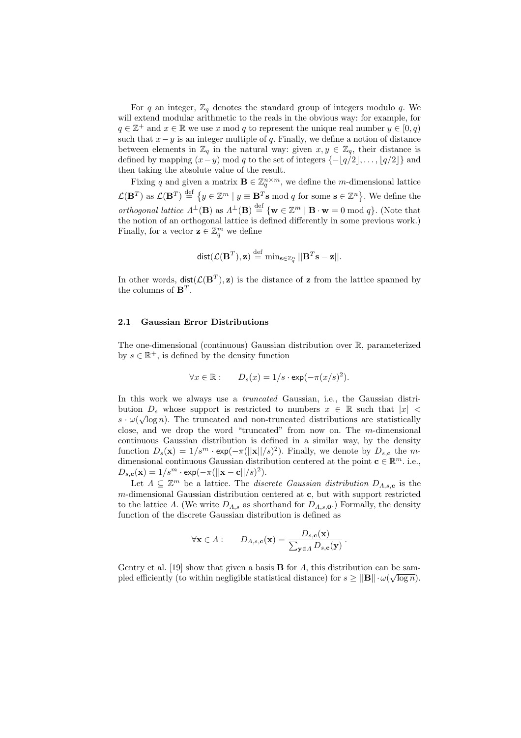For $q$ an integer, $\mathbb{Z}_q$ denotes the standard group of integers modulo $q$. We will extend modular arithmetic to the reals in the obvious way: for example, for $q \in \mathbb{Z}^+$ and $x \in \mathbb{R}$ we use $x \bmod q$ to represent the unique real number $y \in [0, q)$ such that $x - y$ is an integer multiple of $q$. Finally, we define a notion of distance between elements in $\mathbb{Z}_q$ in the natural way: given $x, y \in \mathbb{Z}_q$, their distance is defined by mapping $(x - y) \bmod q$ to the set of integers $\{-\lfloor q/2 \rfloor, \ldots, \lfloor q/2 \rfloor\}$ and then taking the absolute value of the result.

Fixing $q$ and given a matrix $\mathbf{B} \in \mathbb{Z}_q^{n \times m}$, we define the $m$-dimensional lattice $\mathcal{L}(\mathbf{B}^T)$ as $\mathcal{L}(\mathbf{B}^T) \stackrel{\text{def}}{=} \left\{y \in \mathbb{Z}^m \mid y \equiv \mathbf{B}^T\mathbf{s} \bmod q \text{ for some } \mathbf{s} \in \mathbb{Z}^n\right\}$. We define the *orthogonal lattice* $\Lambda^{\perp}(\mathbf{B})$ as $\Lambda^{\perp}(\mathbf{B}) \stackrel{\text{def}}{=} \{\mathbf{w} \in \mathbb{Z}^m \mid \mathbf{B} \cdot \mathbf{w} = 0 \bmod q\}$. (Note that the notion of an orthogonal lattice is defined differently in some previous work.) Finally, for a vector $\mathbf{z} \in \mathbb{Z}_q^m$ we define

$$\mathsf{dist}(\mathcal{L}(\mathbf{B}^T), \mathbf{z}) \stackrel{\text{def}}{=} \min_{\mathbf{s} \in \mathbb{Z}_q^n} ||\mathbf{B}^T\mathbf{s} - \mathbf{z}||.$$

In other words, $\mathsf{dist}(\mathcal{L}(\mathbf{B}^T), \mathbf{z})$ is the distance of $\mathbf{z}$ from the lattice spanned by the columns of $\mathbf{B}^T$.

### 2.1 Gaussian Error Distributions

The one-dimensional (continuous) Gaussian distribution over $\mathbb{R}$, parameterized by $s \in \mathbb{R}^+$, is defined by the density function

$$\forall x \in \mathbb{R}: \qquad D_s(x) = 1/s \cdot \exp(-\pi(x/s)^2).$$

In this work we always use a *truncated* Gaussian, i.e., the Gaussian distribution $D_s$ whose support is restricted to numbers $x \in \mathbb{R}$ such that $|x| < s \cdot \omega(\sqrt{\log n})$. The truncated and non-truncated distributions are statistically close, and we drop the word "truncated" from now on. The $m$-dimensional continuous Gaussian distribution is defined in a similar way, by the density function $D_s(\mathbf{x}) = 1/s^m \cdot \exp(-\pi(||\mathbf{x}||/s)^2)$. Finally, we denote by $D_{s,\mathbf{c}}$ the $m$-dimensional continuous Gaussian distribution centered at the point $\mathbf{c} \in \mathbb{R}^m$. i.e., $D_{s,\mathbf{c}}(\mathbf{x}) = 1/s^m \cdot \exp(-\pi(||\mathbf{x} - \mathbf{c}||/s)^2)$.

Let $\Lambda \subseteq \mathbb{Z}^m$ be a lattice. The *discrete Gaussian distribution* $D_{\Lambda,s,\mathbf{c}}$ is the $m$-dimensional Gaussian distribution centered at $\mathbf{c}$, but with support restricted to the lattice $\Lambda$. (We write $D_{\Lambda,s}$ as shorthand for $D_{\Lambda,s,\mathbf{0}}$.) Formally, the density function of the discrete Gaussian distribution is defined as

$$\forall \mathbf{x} \in \Lambda: \qquad D_{\Lambda,s,\mathbf{c}}(\mathbf{x}) = \frac{D_{s,\mathbf{c}}(\mathbf{x})}{\sum_{\mathbf{y} \in \Lambda} D_{s,\mathbf{c}}(\mathbf{y})}.$$

Gentry et al. [19] show that given a basis $\mathbf{B}$ for $\Lambda$, this distribution can be sampled efficiently (to within negligible statistical distance) for $s \geq ||\mathbf{B}|| \cdot \omega(\sqrt{\log n})$.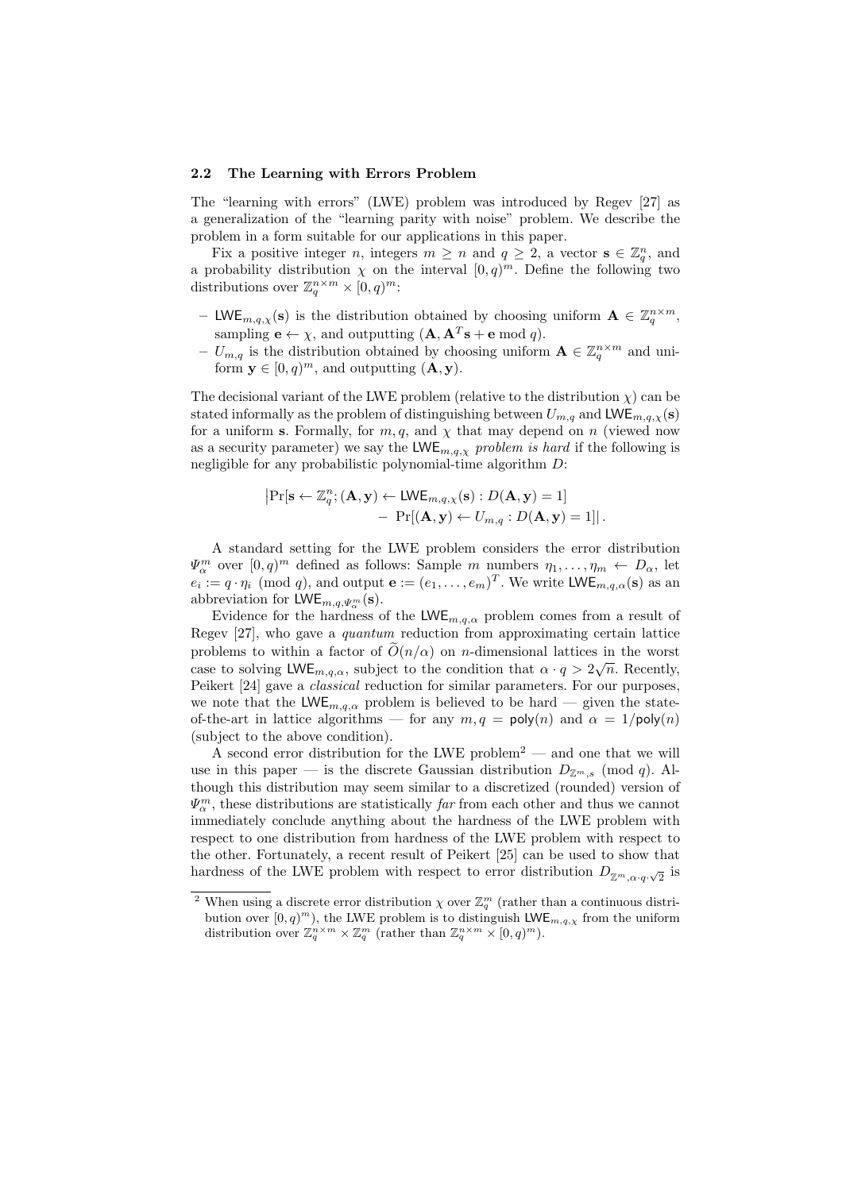### 2.2 The Learning with Errors Problem

The "learning with errors" (LWE) problem was introduced by Regev [27] as a generalization of the "learning parity with noise" problem. We describe the problem in a form suitable for our applications in this paper.

Fix a positive integer $n$, integers $m \geq n$ and $q \geq 2$, a vector $\mathbf{s} \in \mathbb{Z}_q^n$, and a probability distribution $\chi$ on the interval $[0, q)^m$. Define the following two distributions over $\mathbb{Z}_q^{n \times m} \times [0, q)^m$:

- $\mathsf{LWE}_{m,q,\chi}(\mathbf{s})$ is the distribution obtained by choosing uniform $\mathbf{A} \in \mathbb{Z}_q^{n \times m}$, sampling $\mathbf{e} \leftarrow \chi$, and outputting $(\mathbf{A}, \mathbf{A}^T \mathbf{s} + \mathbf{e} \bmod q)$.
- $U_{m,q}$ is the distribution obtained by choosing uniform $\mathbf{A} \in \mathbb{Z}_q^{n \times m}$ and uniform $\mathbf{y} \in [0, q)^m$, and outputting $(\mathbf{A}, \mathbf{y})$.

The decisional variant of the LWE problem (relative to the distribution $\chi$) can be stated informally as the problem of distinguishing between $U_{m,q}$ and $\mathsf{LWE}_{m,q,\chi}(\mathbf{s})$ for a uniform $\mathbf{s}$. Formally, for $m, q$, and $\chi$ that may depend on $n$ (viewed now as a security parameter) we say the $\mathsf{LWE}_{m,q,\chi}$ *problem is hard* if the following is negligible for any probabilistic polynomial-time algorithm $D$:

$$\begin{aligned} \big|\Pr[\mathbf{s} \leftarrow \mathbb{Z}_q^n; (\mathbf{A}, \mathbf{y}) \leftarrow \mathsf{LWE}_{m,q,\chi}(\mathbf{s}) : D(\mathbf{A}, \mathbf{y}) = 1] \\ - \Pr[(\mathbf{A}, \mathbf{y}) \leftarrow U_{m,q} : D(\mathbf{A}, \mathbf{y}) = 1]\big| . \end{aligned}$$

A standard setting for the LWE problem considers the error distribution $\Psi_\alpha^m$ over $[0, q)^m$ defined as follows: Sample $m$ numbers $\eta_1, \ldots, \eta_m \leftarrow D_\alpha$, let $e_i := q \cdot \eta_i \pmod q$, and output $\mathbf{e} := (e_1, \ldots, e_m)^T$. We write $\mathsf{LWE}_{m,q,\alpha}(\mathbf{s})$ as an abbreviation for $\mathsf{LWE}_{m,q,\Psi_\alpha^m}(\mathbf{s})$.

Evidence for the hardness of the $\mathsf{LWE}_{m,q,\alpha}$ problem comes from a result of Regev [27], who gave a *quantum* reduction from approximating certain lattice problems to within a factor of $\widetilde{O}(n/\alpha)$ on $n$-dimensional lattices in the worst case to solving $\mathsf{LWE}_{m,q,\alpha}$, subject to the condition that $\alpha \cdot q > 2\sqrt{n}$. Recently, Peikert [24] gave a *classical* reduction for similar parameters. For our purposes, we note that the $\mathsf{LWE}_{m,q,\alpha}$ problem is believed to be hard — given the state-of-the-art in lattice algorithms — for any $m, q = \mathsf{poly}(n)$ and $\alpha = 1/\mathsf{poly}(n)$ (subject to the above condition).

A second error distribution for the LWE problem[2] — and one that we will use in this paper — is the discrete Gaussian distribution $D_{\mathbb{Z}^m,s} \pmod q$. Although this distribution may seem similar to a discretized (rounded) version of $\Psi_\alpha^m$, these distributions are statistically *far* from each other and thus we cannot immediately conclude anything about the hardness of the LWE problem with respect to one distribution from hardness of the LWE problem with respect to the other. Fortunately, a recent result of Peikert [25] can be used to show that hardness of the LWE problem with respect to error distribution $D_{\mathbb{Z}^m, \alpha \cdot q \cdot \sqrt{2}}$ is

[2] When using a discrete error distribution $\chi$ over $\mathbb{Z}_q^m$ (rather than a continuous distribution over $[0, q)^m$), the LWE problem is to distinguish $\mathsf{LWE}_{m,q,\chi}$ from the uniform distribution over $\mathbb{Z}_q^{n \times m} \times \mathbb{Z}_q^m$ (rather than $\mathbb{Z}_q^{n \times m} \times [0, q)^m$).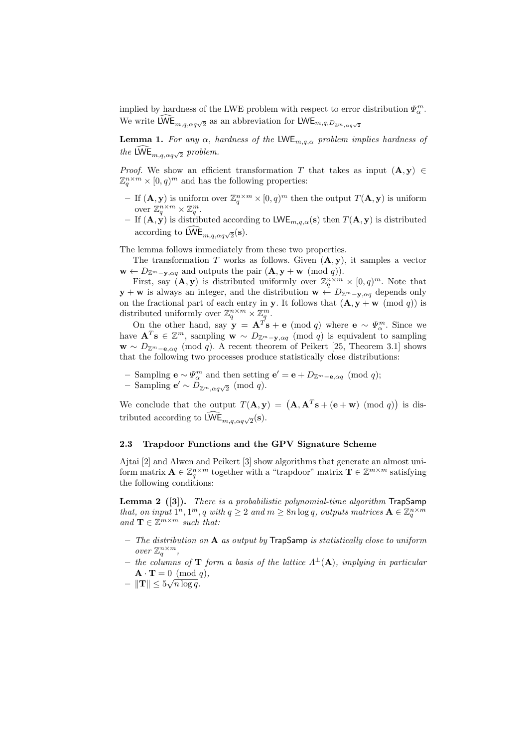implied by hardness of the LWE problem with respect to error distribution $\Psi_\alpha^m$. We write $\widehat{\mathsf{LWE}}_{m,q,\alpha q\sqrt{2}}$ as an abbreviation for $\mathsf{LWE}_{m,q,D_{\mathbb{Z}^m,\alpha q\sqrt{2}}}$

**Lemma 1.** *For any $\alpha$, hardness of the $\mathsf{LWE}_{m,q,\alpha}$ problem implies hardness of the $\widehat{\mathsf{LWE}}_{m,q,\alpha q\sqrt{2}}$ problem.*

*Proof.* We show an efficient transformation $T$ that takes as input $(\mathbf{A}, \mathbf{y}) \in \mathbb{Z}_q^{n\times m} \times [0, q)^m$ and has the following properties:

- If $(\mathbf{A}, \mathbf{y})$ is uniform over $\mathbb{Z}_q^{n\times m} \times [0, q)^m$ then the output $T(\mathbf{A}, \mathbf{y})$ is uniform over $\mathbb{Z}_q^{n\times m} \times \mathbb{Z}_q^m$.
- If $(\mathbf{A}, \mathbf{y})$ is distributed according to $\mathsf{LWE}_{m,q,\alpha}(\mathbf{s})$ then $T(\mathbf{A}, \mathbf{y})$ is distributed according to $\widehat{\mathsf{LWE}}_{m,q,\alpha q\sqrt{2}}(\mathbf{s})$.

The lemma follows immediately from these two properties.

The transformation $T$ works as follows. Given $(\mathbf{A}, \mathbf{y})$, it samples a vector $\mathbf{w} \leftarrow D_{\mathbb{Z}^m - \mathbf{y},\alpha q}$ and outputs the pair $(\mathbf{A}, \mathbf{y} + \mathbf{w} \pmod q)$.

First, say $(\mathbf{A}, \mathbf{y})$ is distributed uniformly over $\mathbb{Z}_q^{n\times m} \times [0, q)^m$. Note that $\mathbf{y} + \mathbf{w}$ is always an integer, and the distribution $\mathbf{w} \leftarrow D_{\mathbb{Z}^m - \mathbf{y},\alpha q}$ depends only on the fractional part of each entry in $\mathbf{y}$. It follows that $(\mathbf{A}, \mathbf{y} + \mathbf{w} \pmod q)$ is distributed uniformly over $\mathbb{Z}_q^{n\times m} \times \mathbb{Z}_q^m$.

On the other hand, say $\mathbf{y} = \mathbf{A}^T\mathbf{s} + \mathbf{e} \pmod q$ where $\mathbf{e} \sim \Psi_\alpha^m$. Since we have $\mathbf{A}^T\mathbf{s} \in \mathbb{Z}^m$, sampling $\mathbf{w} \sim D_{\mathbb{Z}^m - \mathbf{y},\alpha q} \pmod q$ is equivalent to sampling $\mathbf{w} \sim D_{\mathbb{Z}^m - \mathbf{e},\alpha q} \pmod q$. A recent theorem of Peikert [25, Theorem 3.1] shows that the following two processes produce statistically close distributions:

- Sampling $\mathbf{e} \sim \Psi_\alpha^m$ and then setting $\mathbf{e}' = \mathbf{e} + D_{\mathbb{Z}^m - \mathbf{e},\alpha q} \pmod q$;
- Sampling $\mathbf{e}' \sim D_{\mathbb{Z}^m,\alpha q\sqrt{2}} \pmod q$.

We conclude that the output $T(\mathbf{A}, \mathbf{y}) = \big(\mathbf{A}, \mathbf{A}^T\mathbf{s} + (\mathbf{e} + \mathbf{w}) \pmod q\big)$ is distributed according to $\widehat{\mathsf{LWE}}_{m,q,\alpha q\sqrt{2}}(\mathbf{s})$.

### 2.3 Trapdoor Functions and the GPV Signature Scheme

Ajtai [2] and Alwen and Peikert [3] show algorithms that generate an almost uniform matrix $\mathbf{A} \in \mathbb{Z}_q^{n\times m}$ together with a "trapdoor" matrix $\mathbf{T} \in \mathbb{Z}^{m\times m}$ satisfying the following conditions:

**Lemma 2 ([3]).** *There is a probabilistic polynomial-time algorithm* $\mathsf{TrapSamp}$ *that, on input $1^n, 1^m, q$ with $q \geq 2$ and $m \geq 8n \log q$, outputs matrices $\mathbf{A} \in \mathbb{Z}_q^{n\times m}$ and $\mathbf{T} \in \mathbb{Z}^{m\times m}$ such that:*

- *The distribution on $\mathbf{A}$ as output by* $\mathsf{TrapSamp}$ *is statistically close to uniform over $\mathbb{Z}_q^{n\times m}$,*
- *the columns of $\mathbf{T}$ form a basis of the lattice $\Lambda^\perp(\mathbf{A})$, implying in particular $\mathbf{A} \cdot \mathbf{T} = 0 \pmod q$,*
- *$\|\mathbf{T}\| \leq 5\sqrt{n \log q}$.*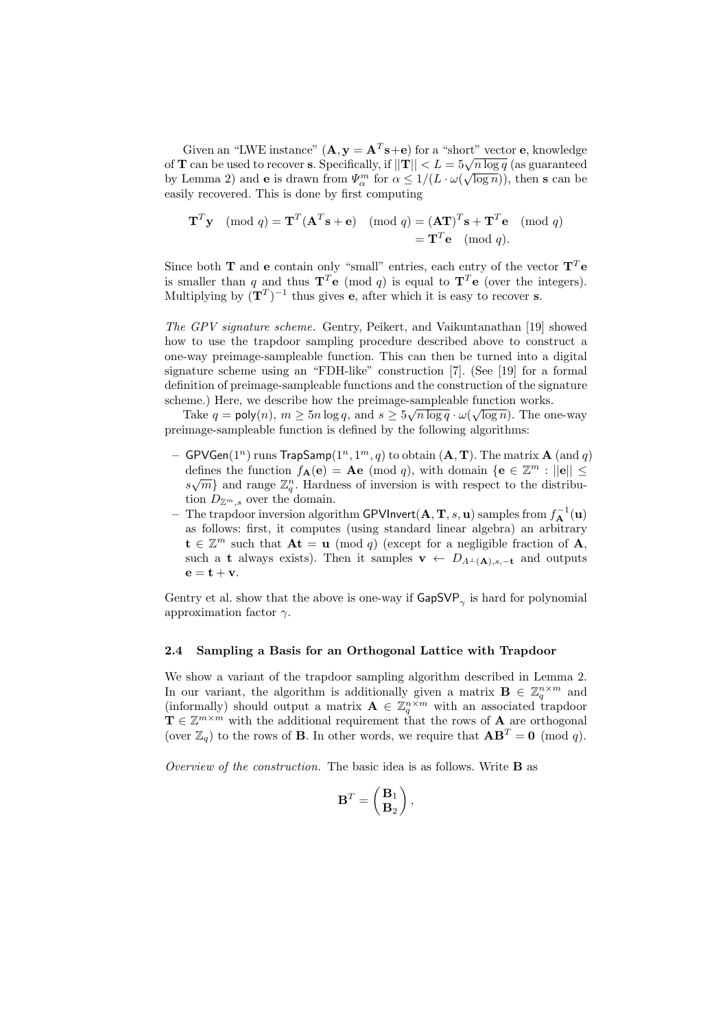Given an "LWE instance" $(\mathbf{A}, \mathbf{y} = \mathbf{A}^T\mathbf{s}+\mathbf{e})$ for a "short" vector $\mathbf{e}$, knowledge of $\mathbf{T}$ can be used to recover $\mathbf{s}$. Specifically, if $||\mathbf{T}|| < L = 5\sqrt{n \log q}$ (as guaranteed by Lemma 2) and $\mathbf{e}$ is drawn from $\Psi_\alpha^m$ for $\alpha \leq 1/(L \cdot \omega(\sqrt{\log n}))$, then $\mathbf{s}$ can be easily recovered. This is done by first computing

$$\begin{aligned}\mathbf{T}^T\mathbf{y} \pmod q = \mathbf{T}^T(\mathbf{A}^T\mathbf{s} + \mathbf{e}) \pmod q &= (\mathbf{A}\mathbf{T})^T\mathbf{s} + \mathbf{T}^T\mathbf{e} \pmod q \\ &= \mathbf{T}^T\mathbf{e} \pmod q.\end{aligned}$$

Since both $\mathbf{T}$ and $\mathbf{e}$ contain only "small" entries, each entry of the vector $\mathbf{T}^T\mathbf{e}$ is smaller than $q$ and thus $\mathbf{T}^T\mathbf{e} \pmod q$ is equal to $\mathbf{T}^T\mathbf{e}$ (over the integers). Multiplying by $(\mathbf{T}^T)^{-1}$ thus gives $\mathbf{e}$, after which it is easy to recover $\mathbf{s}$.

*The GPV signature scheme.* Gentry, Peikert, and Vaikuntanathan [19] showed how to use the trapdoor sampling procedure described above to construct a one-way preimage-sampleable function. This can then be turned into a digital signature scheme using an "FDH-like" construction [7]. (See [19] for a formal definition of preimage-sampleable functions and the construction of the signature scheme.) Here, we describe how the preimage-sampleable function works.

Take $q = \mathsf{poly}(n)$, $m \geq 5n \log q$, and $s \geq 5\sqrt{n \log q} \cdot \omega(\sqrt{\log n})$. The one-way preimage-sampleable function is defined by the following algorithms:

- $\mathsf{GPVGen}(1^n)$ runs $\mathsf{TrapSamp}(1^n, 1^m, q)$ to obtain $(\mathbf{A}, \mathbf{T})$. The matrix $\mathbf{A}$ (and $q$) defines the function $f_{\mathbf{A}}(\mathbf{e}) = \mathbf{A}\mathbf{e} \pmod q$, with domain $\{\mathbf{e} \in \mathbb{Z}^m : ||\mathbf{e}|| \leq s\sqrt{m}\}$ and range $\mathbb{Z}_q^n$. Hardness of inversion is with respect to the distribution $D_{\mathbb{Z}^m,s}$ over the domain.
- The trapdoor inversion algorithm $\mathsf{GPVInvert}(\mathbf{A}, \mathbf{T}, s, \mathbf{u})$ samples from $f_{\mathbf{A}}^{-1}(\mathbf{u})$ as follows: first, it computes (using standard linear algebra) an arbitrary $\mathbf{t} \in \mathbb{Z}^m$ such that $\mathbf{A}\mathbf{t} = \mathbf{u} \pmod q$ (except for a negligible fraction of $\mathbf{A}$, such a $\mathbf{t}$ always exists). Then it samples $\mathbf{v} \leftarrow D_{\Lambda^\perp(\mathbf{A}),s,-\mathbf{t}}$ and outputs $\mathbf{e} = \mathbf{t} + \mathbf{v}$.

Gentry et al. show that the above is one-way if $\mathsf{GapSVP}_\gamma$ is hard for polynomial approximation factor $\gamma$.

### 2.4 Sampling a Basis for an Orthogonal Lattice with Trapdoor

We show a variant of the trapdoor sampling algorithm described in Lemma 2. In our variant, the algorithm is additionally given a matrix $\mathbf{B} \in \mathbb{Z}_q^{n\times m}$ and (informally) should output a matrix $\mathbf{A} \in \mathbb{Z}_q^{n\times m}$ with an associated trapdoor $\mathbf{T} \in \mathbb{Z}^{m\times m}$ with the additional requirement that the rows of $\mathbf{A}$ are orthogonal (over $\mathbb{Z}_q$) to the rows of $\mathbf{B}$. In other words, we require that $\mathbf{A}\mathbf{B}^T = \mathbf{0} \pmod q$.

*Overview of the construction.* The basic idea is as follows. Write $\mathbf{B}$ as

$$\mathbf{B}^T = \begin{pmatrix} \mathbf{B}_1 \\ \mathbf{B}_2 \end{pmatrix},$$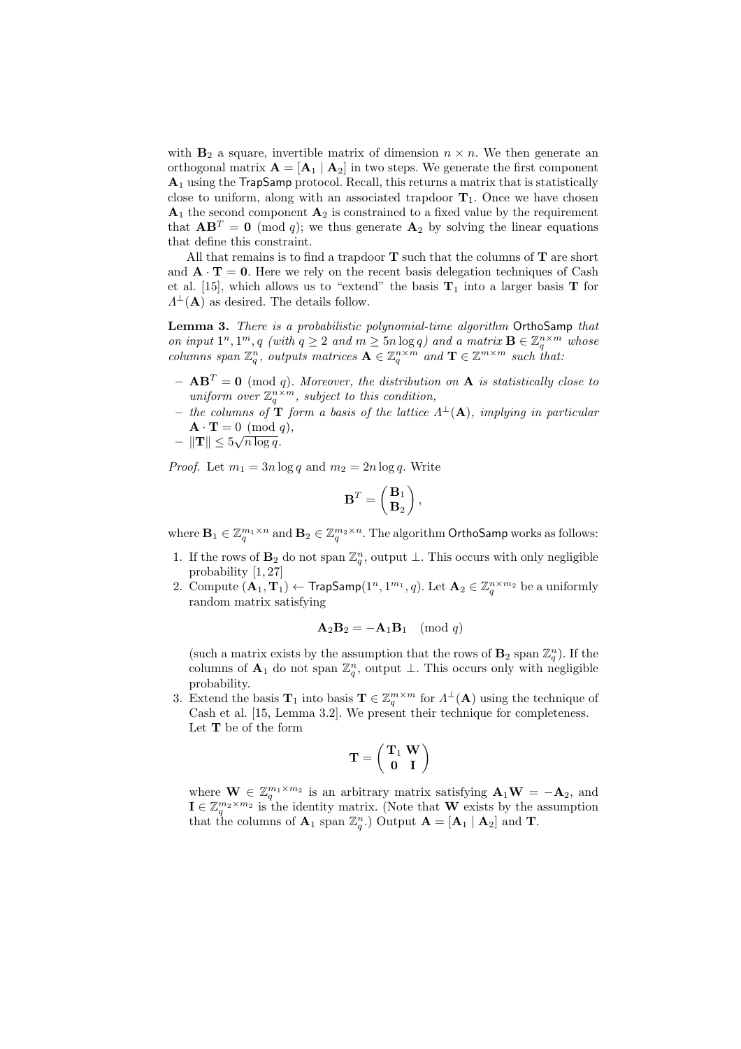with $\mathbf{B}_2$ a square, invertible matrix of dimension $n \times n$. We then generate an orthogonal matrix $\mathbf{A} = [\mathbf{A}_1 \mid \mathbf{A}_2]$ in two steps. We generate the first component $\mathbf{A}_1$ using the TrapSamp protocol. Recall, this returns a matrix that is statistically close to uniform, along with an associated trapdoor $\mathbf{T}_1$. Once we have chosen $\mathbf{A}_1$ the second component $\mathbf{A}_2$ is constrained to a fixed value by the requirement that $\mathbf{A}\mathbf{B}^T = \mathbf{0} \pmod q$; we thus generate $\mathbf{A}_2$ by solving the linear equations that define this constraint.

All that remains is to find a trapdoor $\mathbf{T}$ such that the columns of $\mathbf{T}$ are short and $\mathbf{A} \cdot \mathbf{T} = \mathbf{0}$. Here we rely on the recent basis delegation techniques of Cash et al. [15], which allows us to "extend" the basis $\mathbf{T}_1$ into a larger basis $\mathbf{T}$ for $\Lambda^\perp(\mathbf{A})$ as desired. The details follow.

**Lemma 3.** *There is a probabilistic polynomial-time algorithm* OrthoSamp *that on input* $1^n, 1^m, q$ *(with* $q \geq 2$ *and* $m \geq 5n \log q$*) and a matrix* $\mathbf{B} \in \mathbb{Z}_q^{n \times m}$ *whose columns span* $\mathbb{Z}_q^n$*, outputs matrices* $\mathbf{A} \in \mathbb{Z}_q^{n \times m}$ *and* $\mathbf{T} \in \mathbb{Z}^{m \times m}$ *such that:*

- $\mathbf{A}\mathbf{B}^T = \mathbf{0} \pmod q$*. Moreover, the distribution on* $\mathbf{A}$ *is statistically close to uniform over* $\mathbb{Z}_q^{n \times m}$*, subject to this condition,*
- *the columns of* $\mathbf{T}$ *form a basis of the lattice* $\Lambda^\perp(\mathbf{A})$*, implying in particular* $\mathbf{A} \cdot \mathbf{T} = 0 \pmod q$*,*
- $\|\mathbf{T}\| \leq 5\sqrt{n \log q}$*.*

*Proof.* Let $m_1 = 3n \log q$ and $m_2 = 2n \log q$. Write

$$\mathbf{B}^T = \begin{pmatrix} \mathbf{B}_1 \\ \mathbf{B}_2 \end{pmatrix},$$

where $\mathbf{B}_1 \in \mathbb{Z}_q^{m_1 \times n}$ and $\mathbf{B}_2 \in \mathbb{Z}_q^{m_2 \times n}$. The algorithm OrthoSamp works as follows:

1. If the rows of $\mathbf{B}_2$ do not span $\mathbb{Z}_q^n$, output $\perp$. This occurs with only negligible probability [1, 27]
2. Compute $(\mathbf{A}_1, \mathbf{T}_1) \leftarrow \mathsf{TrapSamp}(1^n, 1^{m_1}, q)$. Let $\mathbf{A}_2 \in \mathbb{Z}_q^{n \times m_2}$ be a uniformly random matrix satisfying
$$\mathbf{A}_2\mathbf{B}_2 = -\mathbf{A}_1\mathbf{B}_1 \pmod q$$
(such a matrix exists by the assumption that the rows of $\mathbf{B}_2$ span $\mathbb{Z}_q^n$). If the columns of $\mathbf{A}_1$ do not span $\mathbb{Z}_q^n$, output $\perp$. This occurs only with negligible probability.
3. Extend the basis $\mathbf{T}_1$ into basis $\mathbf{T} \in \mathbb{Z}_q^{m \times m}$ for $\Lambda^\perp(\mathbf{A})$ using the technique of Cash et al. [15, Lemma 3.2]. We present their technique for completeness. Let $\mathbf{T}$ be of the form
$$\mathbf{T} = \begin{pmatrix} \mathbf{T}_1 & \mathbf{W} \\ \mathbf{0} & \mathbf{I} \end{pmatrix}$$
where $\mathbf{W} \in \mathbb{Z}_q^{m_1 \times m_2}$ is an arbitrary matrix satisfying $\mathbf{A}_1\mathbf{W} = -\mathbf{A}_2$, and $\mathbf{I} \in \mathbb{Z}_q^{m_2 \times m_2}$ is the identity matrix. (Note that $\mathbf{W}$ exists by the assumption that the columns of $\mathbf{A}_1$ span $\mathbb{Z}_q^n$.) Output $\mathbf{A} = [\mathbf{A}_1 \mid \mathbf{A}_2]$ and $\mathbf{T}$.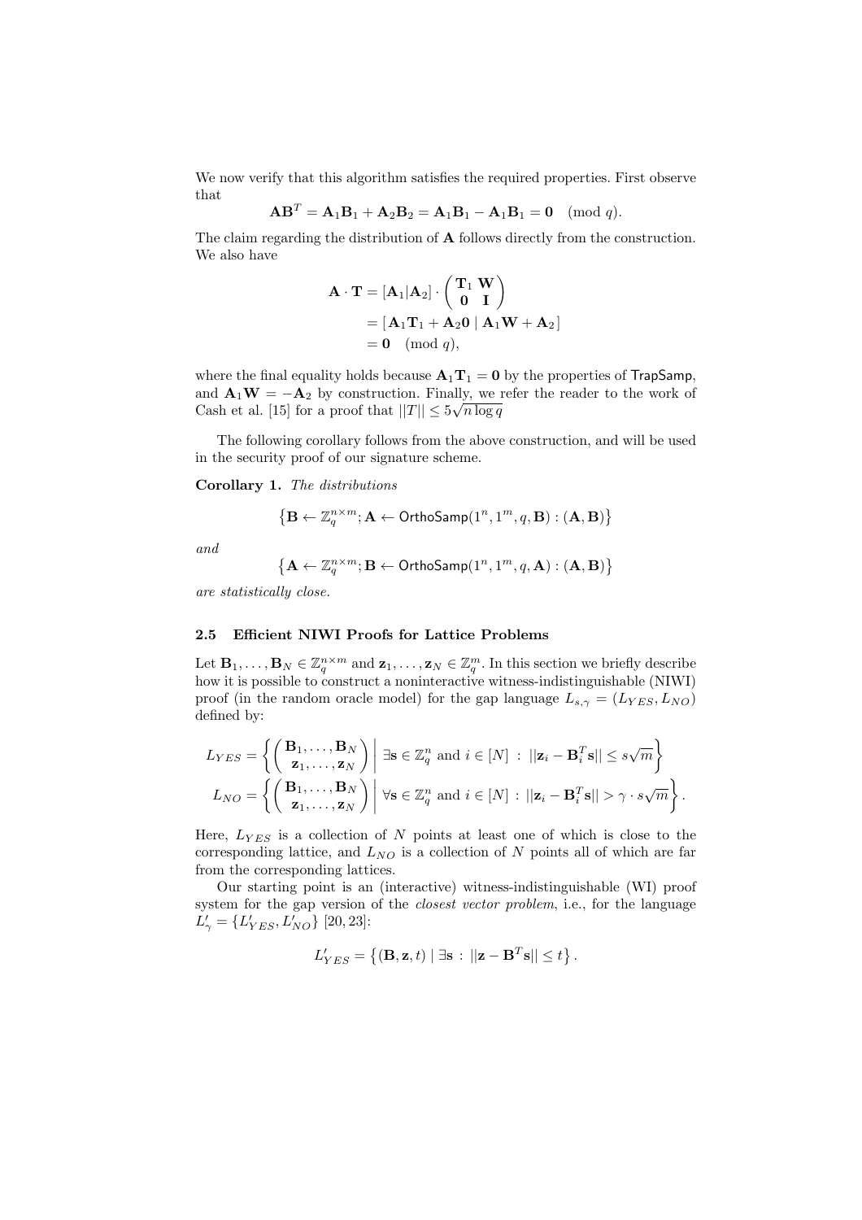We now verify that this algorithm satisfies the required properties. First observe that

$$\mathbf{A}\mathbf{B}^T = \mathbf{A}_1\mathbf{B}_1 + \mathbf{A}_2\mathbf{B}_2 = \mathbf{A}_1\mathbf{B}_1 - \mathbf{A}_1\mathbf{B}_1 = \mathbf{0} \pmod{q}.$$

The claim regarding the distribution of $\mathbf{A}$ follows directly from the construction. We also have

$$\begin{aligned}
\mathbf{A} \cdot \mathbf{T} &= [\mathbf{A}_1|\mathbf{A}_2] \cdot \begin{pmatrix} \mathbf{T}_1 & \mathbf{W} \\ \mathbf{0} & \mathbf{I} \end{pmatrix} \\
&= [\, \mathbf{A}_1\mathbf{T}_1 + \mathbf{A}_2\mathbf{0} \mid \mathbf{A}_1\mathbf{W} + \mathbf{A}_2 \,] \\
&= \mathbf{0} \pmod{q},
\end{aligned}$$

where the final equality holds because $\mathbf{A}_1\mathbf{T}_1 = \mathbf{0}$ by the properties of $\mathsf{TrapSamp}$, and $\mathbf{A}_1\mathbf{W} = -\mathbf{A}_2$ by construction. Finally, we refer the reader to the work of Cash et al. [15] for a proof that $||T|| \leq 5\sqrt{n \log q}$

The following corollary follows from the above construction, and will be used in the security proof of our signature scheme.

**Corollary 1.** *The distributions*

$$\left\{\mathbf{B} \leftarrow \mathbb{Z}_q^{n\times m}; \mathbf{A} \leftarrow \mathsf{OrthoSamp}(1^n, 1^m, q, \mathbf{B}) : (\mathbf{A}, \mathbf{B})\right\}$$

*and*

$$\left\{\mathbf{A} \leftarrow \mathbb{Z}_q^{n\times m}; \mathbf{B} \leftarrow \mathsf{OrthoSamp}(1^n, 1^m, q, \mathbf{A}) : (\mathbf{A}, \mathbf{B})\right\}$$

*are statistically close.*

### 2.5 Efficient NIWI Proofs for Lattice Problems

Let $\mathbf{B}_1, \ldots, \mathbf{B}_N \in \mathbb{Z}_q^{n\times m}$ and $\mathbf{z}_1, \ldots, \mathbf{z}_N \in \mathbb{Z}_q^m$. In this section we briefly describe how it is possible to construct a noninteractive witness-indistinguishable (NIWI) proof (in the random oracle model) for the gap language $L_{s,\gamma} = (L_{YES}, L_{NO})$ defined by:

$$L_{YES} = \left\{ \begin{pmatrix} \mathbf{B}_1, \ldots, \mathbf{B}_N \\ \mathbf{z}_1, \ldots, \mathbf{z}_N \end{pmatrix} \middle|\; \exists \mathbf{s} \in \mathbb{Z}_q^n \text{ and } i \in [N] \;:\; ||\mathbf{z}_i - \mathbf{B}_i^T\mathbf{s}|| \leq s\sqrt{m} \right\}$$

$$L_{NO} = \left\{ \begin{pmatrix} \mathbf{B}_1, \ldots, \mathbf{B}_N \\ \mathbf{z}_1, \ldots, \mathbf{z}_N \end{pmatrix} \middle|\; \forall \mathbf{s} \in \mathbb{Z}_q^n \text{ and } i \in [N] \;:\; ||\mathbf{z}_i - \mathbf{B}_i^T\mathbf{s}|| > \gamma \cdot s\sqrt{m} \right\}.$$

Here, $L_{YES}$ is a collection of $N$ points at least one of which is close to the corresponding lattice, and $L_{NO}$ is a collection of $N$ points all of which are far from the corresponding lattices.

Our starting point is an (interactive) witness-indistinguishable (WI) proof system for the gap version of the *closest vector problem*, i.e., for the language $L'_\gamma = \{L'_{YES}, L'_{NO}\}$ [20, 23]:

$$L'_{YES} = \left\{(\mathbf{B}, \mathbf{z}, t) \mid \exists \mathbf{s} : ||\mathbf{z} - \mathbf{B}^T\mathbf{s}|| \leq t\right\}.$$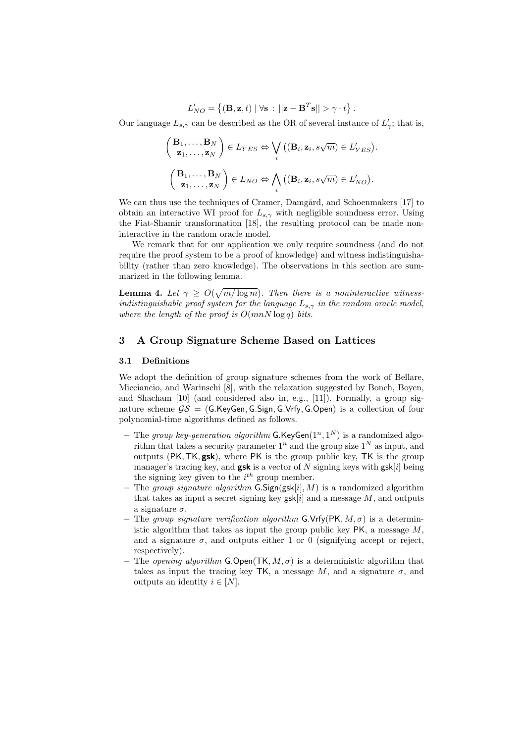$$L'_{NO} = \left\{ (\mathbf{B}, \mathbf{z}, t) \mid \forall \mathbf{s} : ||\mathbf{z} - \mathbf{B}^T \mathbf{s}|| > \gamma \cdot t \right\}.$$

Our language $L_{s,\gamma}$ can be described as the OR of several instance of $L'_\gamma$; that is,

$$\begin{pmatrix} \mathbf{B}_1, \ldots, \mathbf{B}_N \\ \mathbf{z}_1, \ldots, \mathbf{z}_N \end{pmatrix} \in L_{YES} \Leftrightarrow \bigvee_i \left( (\mathbf{B}_i, \mathbf{z}_i, s\sqrt{m}) \in L'_{YES} \right).$$

$$\begin{pmatrix} \mathbf{B}_1, \ldots, \mathbf{B}_N \\ \mathbf{z}_1, \ldots, \mathbf{z}_N \end{pmatrix} \in L_{NO} \Leftrightarrow \bigwedge_i \left( (\mathbf{B}_i, \mathbf{z}_i, s\sqrt{m}) \in L'_{NO} \right).$$

We can thus use the techniques of Cramer, Damgård, and Schoenmakers [17] to obtain an interactive WI proof for $L_{s,\gamma}$ with negligible soundness error. Using the Fiat-Shamir transformation [18], the resulting protocol can be made non-interactive in the random oracle model.

We remark that for our application we only require soundness (and do not require the proof system to be a proof of knowledge) and witness indistinguishability (rather than zero knowledge). The observations in this section are summarized in the following lemma.

**Lemma 4.** *Let $\gamma \geq O(\sqrt{m/\log m})$. Then there is a noninteractive witness-indistinguishable proof system for the language $L_{s,\gamma}$ in the random oracle model, where the length of the proof is $O(mnN \log q)$ bits.*

## 3 A Group Signature Scheme Based on Lattices

### 3.1 Definitions

We adopt the definition of group signature schemes from the work of Bellare, Micciancio, and Warinschi [8], with the relaxation suggested by Boneh, Boyen, and Shacham [10] (and considered also in, e.g., [11]). Formally, a group signature scheme $\mathcal{GS} = (\mathsf{G.KeyGen}, \mathsf{G.Sign}, \mathsf{G.Vrfy}, \mathsf{G.Open})$ is a collection of four polynomial-time algorithms defined as follows.

- The *group key-generation algorithm* $\mathsf{G.KeyGen}(1^n, 1^N)$ is a randomized algorithm that takes a security parameter $1^n$ and the group size $1^N$ as input, and outputs $(\mathsf{PK}, \mathsf{TK}, \mathbf{gsk})$, where $\mathsf{PK}$ is the group public key, $\mathsf{TK}$ is the group manager's tracing key, and $\mathbf{gsk}$ is a vector of $N$ signing keys with $\mathsf{gsk}[i]$ being the signing key given to the $i^{th}$ group member.
- The *group signature algorithm* $\mathsf{G.Sign}(\mathsf{gsk}[i], M)$ is a randomized algorithm that takes as input a secret signing key $\mathsf{gsk}[i]$ and a message $M$, and outputs a signature $\sigma$.
- The *group signature verification algorithm* $\mathsf{G.Vrfy}(\mathsf{PK}, M, \sigma)$ is a deterministic algorithm that takes as input the group public key $\mathsf{PK}$, a message $M$, and a signature $\sigma$, and outputs either 1 or 0 (signifying accept or reject, respectively).
- The *opening algorithm* $\mathsf{G.Open}(\mathsf{TK}, M, \sigma)$ is a deterministic algorithm that takes as input the tracing key $\mathsf{TK}$, a message $M$, and a signature $\sigma$, and outputs an identity $i \in [N]$.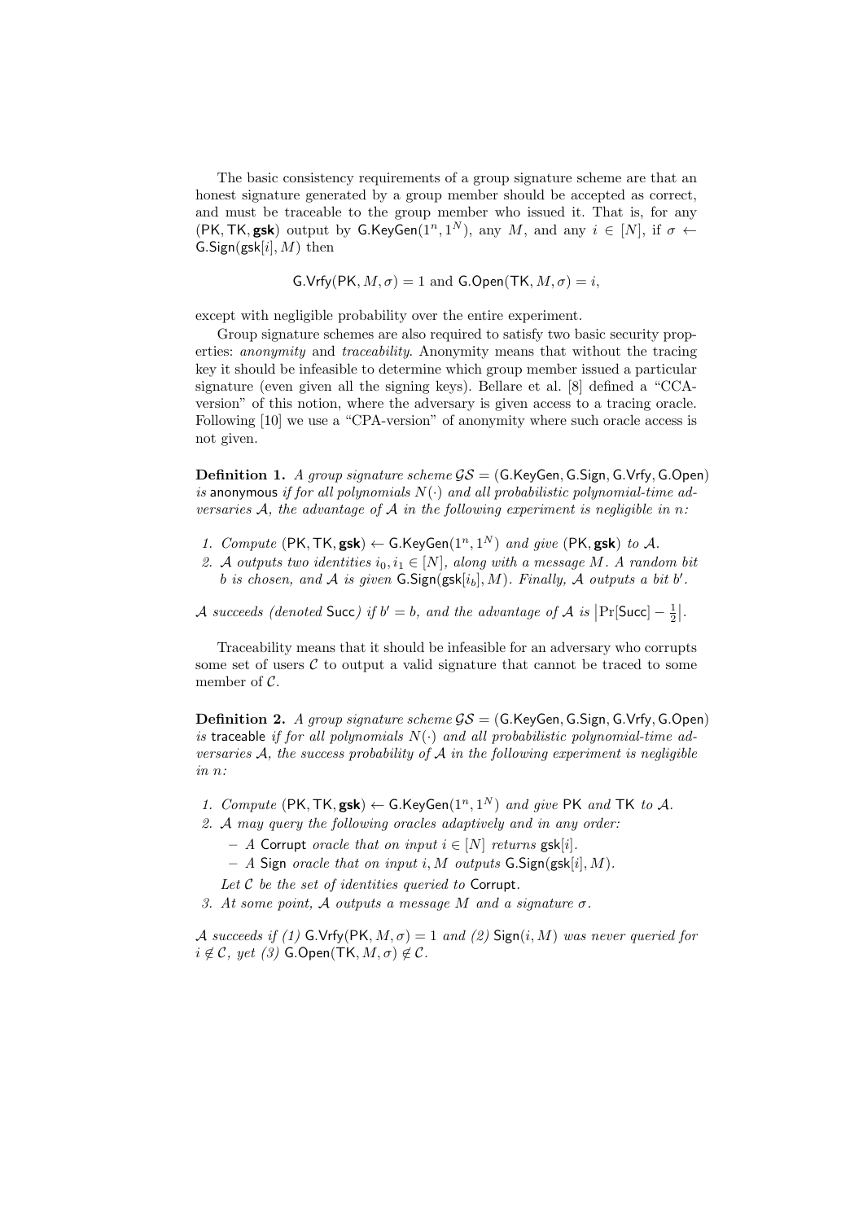The basic consistency requirements of a group signature scheme are that an honest signature generated by a group member should be accepted as correct, and must be traceable to the group member who issued it. That is, for any $(\mathsf{PK}, \mathsf{TK}, \mathbf{gsk})$ output by $\mathsf{G.KeyGen}(1^n, 1^N)$, any $M$, and any $i \in [N]$, if $\sigma \leftarrow \mathsf{G.Sign}(\mathsf{gsk}[i], M)$ then

$$\mathsf{G.Vrfy}(\mathsf{PK}, M, \sigma) = 1 \text{ and } \mathsf{G.Open}(\mathsf{TK}, M, \sigma) = i,$$

except with negligible probability over the entire experiment.

Group signature schemes are also required to satisfy two basic security properties: *anonymity* and *traceability*. Anonymity means that without the tracing key it should be infeasible to determine which group member issued a particular signature (even given all the signing keys). Bellare et al. [8] defined a "CCA-version" of this notion, where the adversary is given access to a tracing oracle. Following [10] we use a "CPA-version" of anonymity where such oracle access is not given.

**Definition 1.** *A group signature scheme $\mathcal{GS} = (\mathsf{G.KeyGen}, \mathsf{G.Sign}, \mathsf{G.Vrfy}, \mathsf{G.Open})$ is* anonymous *if for all polynomials $N(\cdot)$ and all probabilistic polynomial-time adversaries $\mathcal{A}$, the advantage of $\mathcal{A}$ in the following experiment is negligible in $n$:*

1. *Compute $(\mathsf{PK}, \mathsf{TK}, \mathbf{gsk}) \leftarrow \mathsf{G.KeyGen}(1^n, 1^N)$ and give $(\mathsf{PK}, \mathbf{gsk})$ to $\mathcal{A}$.*
2. *$\mathcal{A}$ outputs two identities $i_0, i_1 \in [N]$, along with a message $M$. A random bit $b$ is chosen, and $\mathcal{A}$ is given $\mathsf{G.Sign}(\mathsf{gsk}[i_b], M)$. Finally, $\mathcal{A}$ outputs a bit $b'$.*

*$\mathcal{A}$ succeeds (denoted $\mathsf{Succ}$) if $b' = b$, and the advantage of $\mathcal{A}$ is $\left|\Pr[\mathsf{Succ}] - \frac{1}{2}\right|$.*

Traceability means that it should be infeasible for an adversary who corrupts some set of users $\mathcal{C}$ to output a valid signature that cannot be traced to some member of $\mathcal{C}$.

**Definition 2.** *A group signature scheme $\mathcal{GS} = (\mathsf{G.KeyGen}, \mathsf{G.Sign}, \mathsf{G.Vrfy}, \mathsf{G.Open})$ is* traceable *if for all polynomials $N(\cdot)$ and all probabilistic polynomial-time adversaries $\mathcal{A}$, the success probability of $\mathcal{A}$ in the following experiment is negligible in $n$:*

1. *Compute $(\mathsf{PK}, \mathsf{TK}, \mathbf{gsk}) \leftarrow \mathsf{G.KeyGen}(1^n, 1^N)$ and give $\mathsf{PK}$ and $\mathsf{TK}$ to $\mathcal{A}$.*
2. *$\mathcal{A}$ may query the following oracles adaptively and in any order:*
   - *A $\mathsf{Corrupt}$ oracle that on input $i \in [N]$ returns $\mathsf{gsk}[i]$.*
   - *A $\mathsf{Sign}$ oracle that on input $i, M$ outputs $\mathsf{G.Sign}(\mathsf{gsk}[i], M)$.*

   *Let $\mathcal{C}$ be the set of identities queried to $\mathsf{Corrupt}$.*
3. *At some point, $\mathcal{A}$ outputs a message $M$ and a signature $\sigma$.*

*$\mathcal{A}$ succeeds if (1) $\mathsf{G.Vrfy}(\mathsf{PK}, M, \sigma) = 1$ and (2) $\mathsf{Sign}(i, M)$ was never queried for $i \notin \mathcal{C}$, yet (3) $\mathsf{G.Open}(\mathsf{TK}, M, \sigma) \notin \mathcal{C}$.*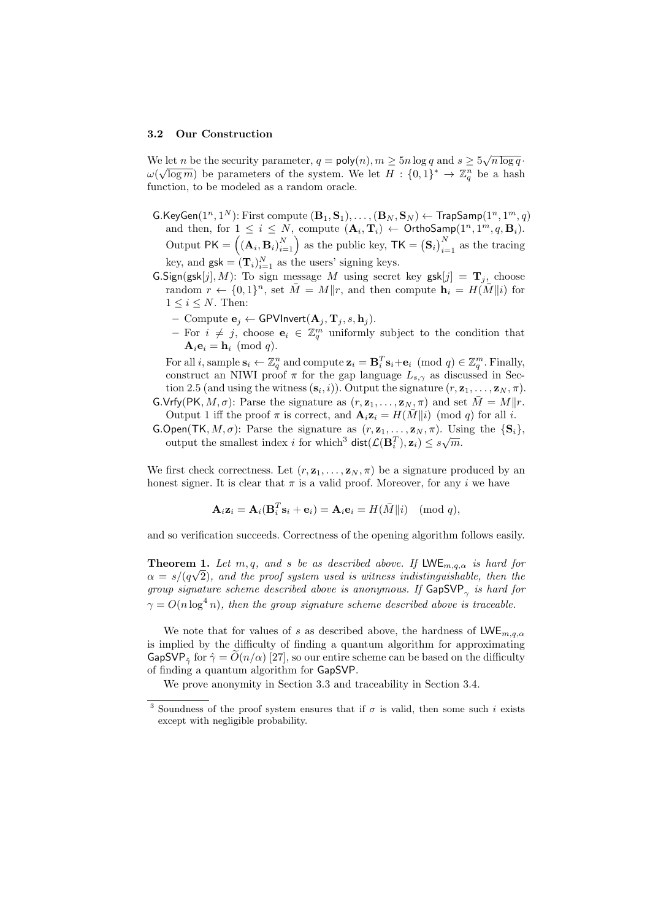### 3.2 Our Construction

We let $n$ be the security parameter, $q = \mathsf{poly}(n)$, $m \geq 5n \log q$ and $s \geq 5\sqrt{n \log q} \cdot \omega(\sqrt{\log m})$ be parameters of the system. We let $H : \{0,1\}^* \to \mathbb{Z}_q^n$ be a hash function, to be modeled as a random oracle.

- $\mathsf{G.KeyGen}(1^n, 1^N)$: First compute $(\mathbf{B}_1, \mathbf{S}_1), \ldots, (\mathbf{B}_N, \mathbf{S}_N) \leftarrow \mathsf{TrapSamp}(1^n, 1^m, q)$ and then, for $1 \leq i \leq N$, compute $(\mathbf{A}_i, \mathbf{T}_i) \leftarrow \mathsf{OrthoSamp}(1^n, 1^m, q, \mathbf{B}_i)$. Output $\mathsf{PK} = \left((\mathbf{A}_i, \mathbf{B}_i)_{i=1}^N\right)$ as the public key, $\mathsf{TK} = (\mathbf{S}_i)_{i=1}^N$ as the tracing key, and $\mathsf{gsk} = (\mathbf{T}_i)_{i=1}^N$ as the users' signing keys.
- $\mathsf{G.Sign}(\mathsf{gsk}[j], M)$: To sign message $M$ using secret key $\mathsf{gsk}[j] = \mathbf{T}_j$, choose random $r \leftarrow \{0,1\}^n$, set $\bar{M} = M \| r$, and then compute $\mathbf{h}_i = H(\bar{M} \| i)$ for $1 \leq i \leq N$. Then:
  - Compute $\mathbf{e}_j \leftarrow \mathsf{GPVInvert}(\mathbf{A}_j, \mathbf{T}_j, s, \mathbf{h}_j)$.
  - For $i \neq j$, choose $\mathbf{e}_i \in \mathbb{Z}_q^m$ uniformly subject to the condition that $\mathbf{A}_i \mathbf{e}_i = \mathbf{h}_i \pmod q$.

  For all $i$, sample $\mathbf{s}_i \leftarrow \mathbb{Z}_q^n$ and compute $\mathbf{z}_i = \mathbf{B}_i^T \mathbf{s}_i + \mathbf{e}_i \pmod q \in \mathbb{Z}_q^m$. Finally, construct an NIWI proof $\pi$ for the gap language $L_{s,\gamma}$ as discussed in Section 2.5 (and using the witness $(\mathbf{s}_i, i)$). Output the signature $(r, \mathbf{z}_1, \ldots, \mathbf{z}_N, \pi)$.
- $\mathsf{G.Vrfy}(\mathsf{PK}, M, \sigma)$: Parse the signature as $(r, \mathbf{z}_1, \ldots, \mathbf{z}_N, \pi)$ and set $\bar{M} = M \| r$. Output 1 iff the proof $\pi$ is correct, and $\mathbf{A}_i \mathbf{z}_i = H(\bar{M} \| i) \pmod q$ for all $i$.
- $\mathsf{G.Open}(\mathsf{TK}, M, \sigma)$: Parse the signature as $(r, \mathbf{z}_1, \ldots, \mathbf{z}_N, \pi)$. Using the $\{\mathbf{S}_i\}$, output the smallest index $i$ for which[3] $\mathsf{dist}(\mathcal{L}(\mathbf{B}_i^T), \mathbf{z}_i) \leq s\sqrt{m}$.

We first check correctness. Let $(r, \mathbf{z}_1, \ldots, \mathbf{z}_N, \pi)$ be a signature produced by an honest signer. It is clear that $\pi$ is a valid proof. Moreover, for any $i$ we have

$$\mathbf{A}_i \mathbf{z}_i = \mathbf{A}_i(\mathbf{B}_i^T \mathbf{s}_i + \mathbf{e}_i) = \mathbf{A}_i \mathbf{e}_i = H(\bar{M} \| i) \pmod q,$$

and so verification succeeds. Correctness of the opening algorithm follows easily.

**Theorem 1.** *Let $m, q,$ and $s$ be as described above. If $\mathsf{LWE}_{m,q,\alpha}$ is hard for $\alpha = s/(q\sqrt{2})$, and the proof system used is witness indistinguishable, then the group signature scheme described above is anonymous. If $\mathsf{GapSVP}_\gamma$ is hard for $\gamma = O(n \log^4 n)$, then the group signature scheme described above is traceable.*

We note that for values of $s$ as described above, the hardness of $\mathsf{LWE}_{m,q,\alpha}$ is implied by the difficulty of finding a quantum algorithm for approximating $\mathsf{GapSVP}_{\hat{\gamma}}$ for $\hat{\gamma} = \widetilde{O}(n/\alpha)$ [27], so our entire scheme can be based on the difficulty of finding a quantum algorithm for $\mathsf{GapSVP}$.

We prove anonymity in Section 3.3 and traceability in Section 3.4.

[3] Soundness of the proof system ensures that if $\sigma$ is valid, then some such $i$ exists except with negligible probability.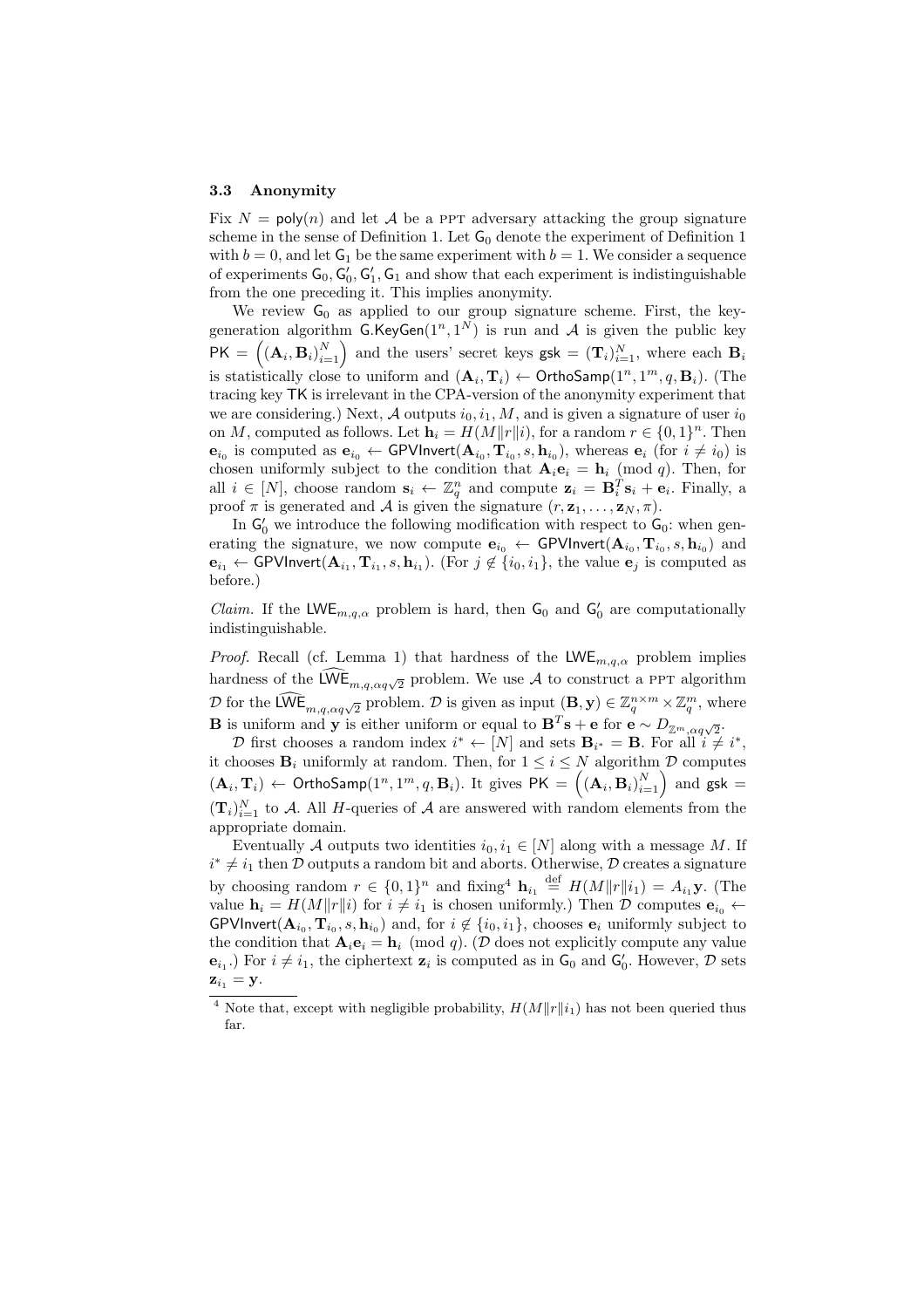### 3.3 Anonymity

Fix $N = \mathsf{poly}(n)$ and let $\mathcal{A}$ be a PPT adversary attacking the group signature scheme in the sense of Definition 1. Let $\mathsf{G}_0$ denote the experiment of Definition 1 with $b = 0$, and let $\mathsf{G}_1$ be the same experiment with $b = 1$. We consider a sequence of experiments $\mathsf{G}_0, \mathsf{G}'_0, \mathsf{G}'_1, \mathsf{G}_1$ and show that each experiment is indistinguishable from the one preceding it. This implies anonymity.

We review $\mathsf{G}_0$ as applied to our group signature scheme. First, the key-generation algorithm $\mathsf{G.KeyGen}(1^n, 1^N)$ is run and $\mathcal{A}$ is given the public key $\mathsf{PK} = \left((\mathbf{A}_i, \mathbf{B}_i)_{i=1}^N\right)$ and the users' secret keys $\mathsf{gsk} = (\mathbf{T}_i)_{i=1}^N$, where each $\mathbf{B}_i$ is statistically close to uniform and $(\mathbf{A}_i, \mathbf{T}_i) \leftarrow \mathsf{OrthoSamp}(1^n, 1^m, q, \mathbf{B}_i)$. (The tracing key $\mathsf{TK}$ is irrelevant in the CPA-version of the anonymity experiment that we are considering.) Next, $\mathcal{A}$ outputs $i_0, i_1, M$, and is given a signature of user $i_0$ on $M$, computed as follows. Let $\mathbf{h}_i = H(M\|r\|i)$, for a random $r \in \{0,1\}^n$. Then $\mathbf{e}_{i_0}$ is computed as $\mathbf{e}_{i_0} \leftarrow \mathsf{GPVInvert}(\mathbf{A}_{i_0}, \mathbf{T}_{i_0}, s, \mathbf{h}_{i_0})$, whereas $\mathbf{e}_i$ (for $i \neq i_0$) is chosen uniformly subject to the condition that $\mathbf{A}_i\mathbf{e}_i = \mathbf{h}_i \pmod q$. Then, for all $i \in [N]$, choose random $\mathbf{s}_i \leftarrow \mathbb{Z}_q^n$ and compute $\mathbf{z}_i = \mathbf{B}_i^T\mathbf{s}_i + \mathbf{e}_i$. Finally, a proof $\pi$ is generated and $\mathcal{A}$ is given the signature $(r, \mathbf{z}_1, \ldots, \mathbf{z}_N, \pi)$.

In $\mathsf{G}'_0$ we introduce the following modification with respect to $\mathsf{G}_0$: when generating the signature, we now compute $\mathbf{e}_{i_0} \leftarrow \mathsf{GPVInvert}(\mathbf{A}_{i_0}, \mathbf{T}_{i_0}, s, \mathbf{h}_{i_0})$ and $\mathbf{e}_{i_1} \leftarrow \mathsf{GPVInvert}(\mathbf{A}_{i_1}, \mathbf{T}_{i_1}, s, \mathbf{h}_{i_1})$. (For $j \notin \{i_0, i_1\}$, the value $\mathbf{e}_j$ is computed as before.)

*Claim.* If the $\mathsf{LWE}_{m,q,\alpha}$ problem is hard, then $\mathsf{G}_0$ and $\mathsf{G}'_0$ are computationally indistinguishable.

*Proof.* Recall (cf. Lemma 1) that hardness of the $\mathsf{LWE}_{m,q,\alpha}$ problem implies hardness of the $\widehat{\mathsf{LWE}}_{m,q,\alpha q\sqrt{2}}$ problem. We use $\mathcal{A}$ to construct a PPT algorithm $\mathcal{D}$ for the $\widehat{\mathsf{LWE}}_{m,q,\alpha q\sqrt{2}}$ problem. $\mathcal{D}$ is given as input $(\mathbf{B}, \mathbf{y}) \in \mathbb{Z}_q^{n\times m} \times \mathbb{Z}_q^m$, where $\mathbf{B}$ is uniform and $\mathbf{y}$ is either uniform or equal to $\mathbf{B}^T\mathbf{s} + \mathbf{e}$ for $\mathbf{e} \sim D_{\mathbb{Z}^m, \alpha q\sqrt{2}}$.

$\mathcal{D}$ first chooses a random index $i^* \leftarrow [N]$ and sets $\mathbf{B}_{i^*} = \mathbf{B}$. For all $i \neq i^*$, it chooses $\mathbf{B}_i$ uniformly at random. Then, for $1 \le i \le N$ algorithm $\mathcal{D}$ computes $(\mathbf{A}_i, \mathbf{T}_i) \leftarrow \mathsf{OrthoSamp}(1^n, 1^m, q, \mathbf{B}_i)$. It gives $\mathsf{PK} = \left((\mathbf{A}_i, \mathbf{B}_i)_{i=1}^N\right)$ and $\mathsf{gsk} = (\mathbf{T}_i)_{i=1}^N$ to $\mathcal{A}$. All $H$-queries of $\mathcal{A}$ are answered with random elements from the appropriate domain.

Eventually $\mathcal{A}$ outputs two identities $i_0, i_1 \in [N]$ along with a message $M$. If $i^* \neq i_1$ then $\mathcal{D}$ outputs a random bit and aborts. Otherwise, $\mathcal{D}$ creates a signature by choosing random $r \in \{0,1\}^n$ and fixing[4] $\mathbf{h}_{i_1} \stackrel{\text{def}}{=} H(M\|r\|i_1) = A_{i_1}\mathbf{y}$. (The value $\mathbf{h}_i = H(M\|r\|i)$ for $i \neq i_1$ is chosen uniformly.) Then $\mathcal{D}$ computes $\mathbf{e}_{i_0} \leftarrow \mathsf{GPVInvert}(\mathbf{A}_{i_0}, \mathbf{T}_{i_0}, s, \mathbf{h}_{i_0})$ and, for $i \notin \{i_0, i_1\}$, chooses $\mathbf{e}_i$ uniformly subject to the condition that $\mathbf{A}_i\mathbf{e}_i = \mathbf{h}_i \pmod q$. ($\mathcal{D}$ does not explicitly compute any value $\mathbf{e}_{i_1}$.) For $i \neq i_1$, the ciphertext $\mathbf{z}_i$ is computed as in $\mathsf{G}_0$ and $\mathsf{G}'_0$. However, $\mathcal{D}$ sets $\mathbf{z}_{i_1} = \mathbf{y}$.

[4] Note that, except with negligible probability, $H(M\|r\|i_1)$ has not been queried thus far.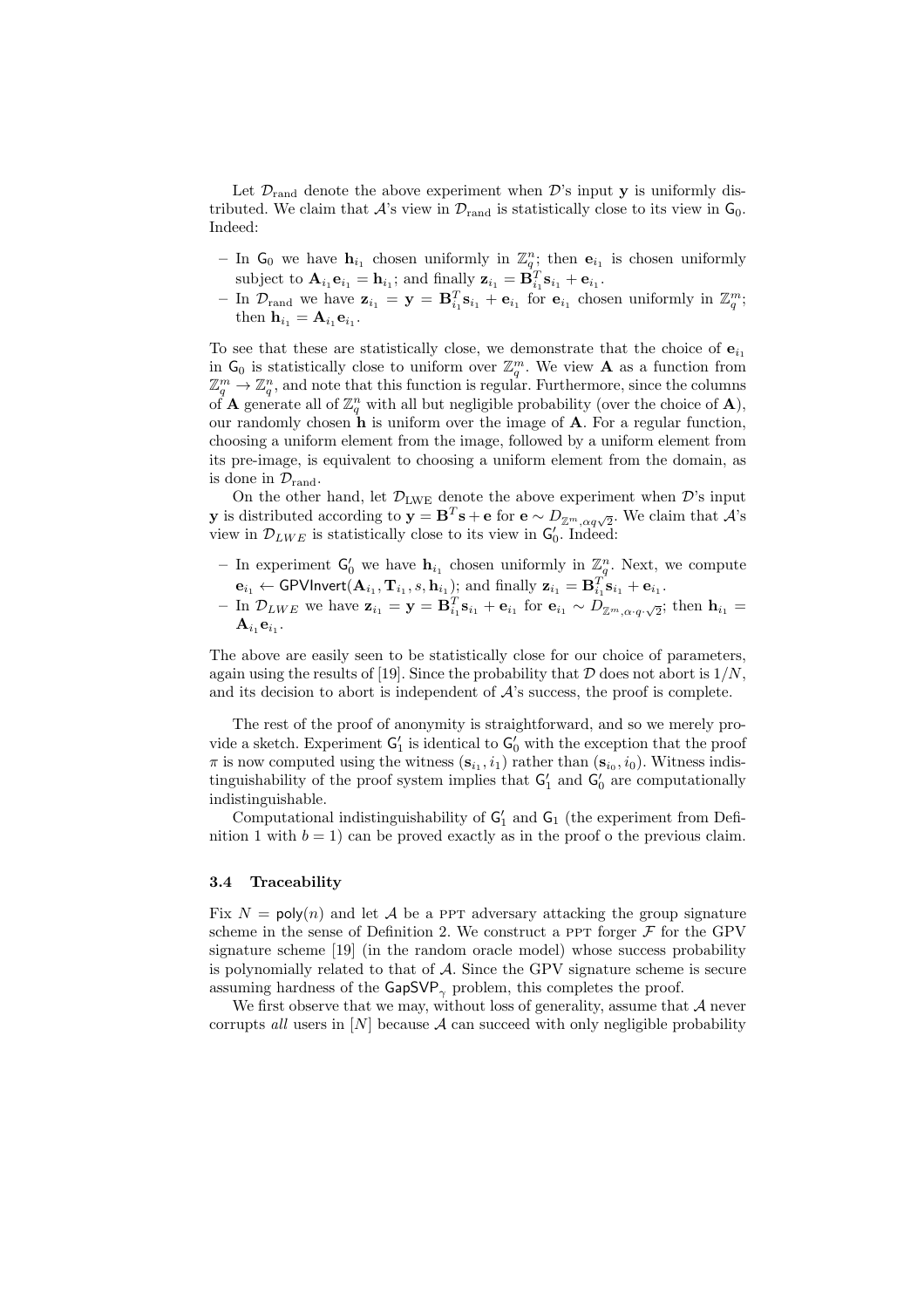Let $\mathcal{D}_{\text{rand}}$ denote the above experiment when $\mathcal{D}$'s input $\mathbf{y}$ is uniformly distributed. We claim that $\mathcal{A}$'s view in $\mathcal{D}_{\text{rand}}$ is statistically close to its view in $\mathsf{G}_0$. Indeed:

- In $\mathsf{G}_0$ we have $\mathbf{h}_{i_1}$ chosen uniformly in $\mathbb{Z}_q^n$; then $\mathbf{e}_{i_1}$ is chosen uniformly subject to $\mathbf{A}_{i_1}\mathbf{e}_{i_1} = \mathbf{h}_{i_1}$; and finally $\mathbf{z}_{i_1} = \mathbf{B}_{i_1}^T\mathbf{s}_{i_1} + \mathbf{e}_{i_1}$.
- In $\mathcal{D}_{\text{rand}}$ we have $\mathbf{z}_{i_1} = \mathbf{y} = \mathbf{B}_{i_1}^T\mathbf{s}_{i_1} + \mathbf{e}_{i_1}$ for $\mathbf{e}_{i_1}$ chosen uniformly in $\mathbb{Z}_q^m$; then $\mathbf{h}_{i_1} = \mathbf{A}_{i_1}\mathbf{e}_{i_1}$.

To see that these are statistically close, we demonstrate that the choice of $\mathbf{e}_{i_1}$ in $\mathsf{G}_0$ is statistically close to uniform over $\mathbb{Z}_q^m$. We view $\mathbf{A}$ as a function from $\mathbb{Z}_q^m \to \mathbb{Z}_q^n$, and note that this function is regular. Furthermore, since the columns of $\mathbf{A}$ generate all of $\mathbb{Z}_q^n$ with all but negligible probability (over the choice of $\mathbf{A}$), our randomly chosen $\mathbf{h}$ is uniform over the image of $\mathbf{A}$. For a regular function, choosing a uniform element from the image, followed by a uniform element from its pre-image, is equivalent to choosing a uniform element from the domain, as is done in $\mathcal{D}_{\text{rand}}$.

On the other hand, let $\mathcal{D}_{\text{LWE}}$ denote the above experiment when $\mathcal{D}$'s input $\mathbf{y}$ is distributed according to $\mathbf{y} = \mathbf{B}^T\mathbf{s} + \mathbf{e}$ for $\mathbf{e} \sim D_{\mathbb{Z}^m, \alpha q\sqrt{2}}$. We claim that $\mathcal{A}$'s view in $\mathcal{D}_{LWE}$ is statistically close to its view in $\mathsf{G}_0'$. Indeed:

- In experiment $\mathsf{G}_0'$ we have $\mathbf{h}_{i_1}$ chosen uniformly in $\mathbb{Z}_q^n$. Next, we compute $\mathbf{e}_{i_1} \leftarrow \mathsf{GPVInvert}(\mathbf{A}_{i_1}, \mathbf{T}_{i_1}, s, \mathbf{h}_{i_1})$; and finally $\mathbf{z}_{i_1} = \mathbf{B}_{i_1}^T\mathbf{s}_{i_1} + \mathbf{e}_{i_1}$.
- In $\mathcal{D}_{LWE}$ we have $\mathbf{z}_{i_1} = \mathbf{y} = \mathbf{B}_{i_1}^T\mathbf{s}_{i_1} + \mathbf{e}_{i_1}$ for $\mathbf{e}_{i_1} \sim D_{\mathbb{Z}^m, \alpha \cdot q \cdot \sqrt{2}}$; then $\mathbf{h}_{i_1} = \mathbf{A}_{i_1}\mathbf{e}_{i_1}$.

The above are easily seen to be statistically close for our choice of parameters, again using the results of [19]. Since the probability that $\mathcal{D}$ does not abort is $1/N$, and its decision to abort is independent of $\mathcal{A}$'s success, the proof is complete.

The rest of the proof of anonymity is straightforward, and so we merely provide a sketch. Experiment $\mathsf{G}_1'$ is identical to $\mathsf{G}_0'$ with the exception that the proof $\pi$ is now computed using the witness $(\mathbf{s}_{i_1}, i_1)$ rather than $(\mathbf{s}_{i_0}, i_0)$. Witness indistinguishability of the proof system implies that $\mathsf{G}_1'$ and $\mathsf{G}_0'$ are computationally indistinguishable.

Computational indistinguishability of $\mathsf{G}_1'$ and $\mathsf{G}_1$ (the experiment from Definition 1 with $b = 1$) can be proved exactly as in the proof o the previous claim.

### 3.4 Traceability

Fix $N = \mathsf{poly}(n)$ and let $\mathcal{A}$ be a PPT adversary attacking the group signature scheme in the sense of Definition 2. We construct a PPT forger $\mathcal{F}$ for the GPV signature scheme [19] (in the random oracle model) whose success probability is polynomially related to that of $\mathcal{A}$. Since the GPV signature scheme is secure assuming hardness of the $\mathsf{GapSVP}_\gamma$ problem, this completes the proof.

We first observe that we may, without loss of generality, assume that $\mathcal{A}$ never corrupts *all* users in $[N]$ because $\mathcal{A}$ can succeed with only negligible probability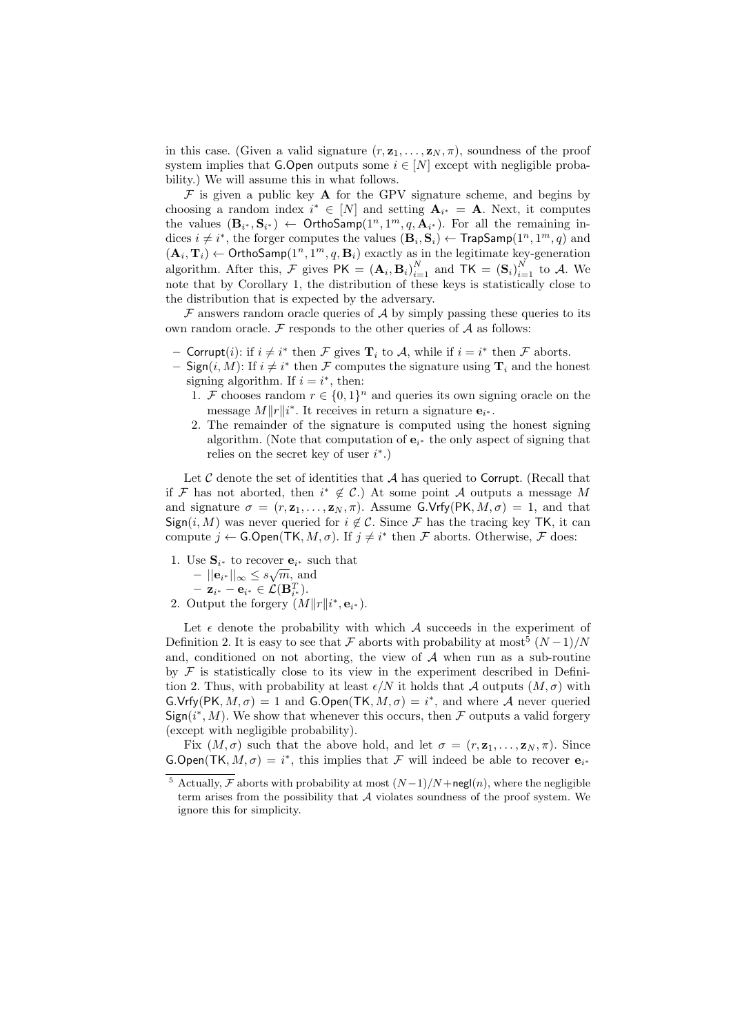in this case. (Given a valid signature $(r, \mathbf{z}_1, \ldots, \mathbf{z}_N, \pi)$, soundness of the proof system implies that $\mathsf{G.Open}$ outputs some $i \in [N]$ except with negligible probability.) We will assume this in what follows.

$\mathcal{F}$ is given a public key $\mathbf{A}$ for the GPV signature scheme, and begins by choosing a random index $i^* \in [N]$ and setting $\mathbf{A}_{i^*} = \mathbf{A}$. Next, it computes the values $(\mathbf{B}_{i^*}, \mathbf{S}_{i^*}) \leftarrow \mathsf{OrthoSamp}(1^n, 1^m, q, \mathbf{A}_{i^*})$. For all the remaining indices $i \neq i^*$, the forger computes the values $(\mathbf{B}_i, \mathbf{S}_i) \leftarrow \mathsf{TrapSamp}(1^n, 1^m, q)$ and $(\mathbf{A}_i, \mathbf{T}_i) \leftarrow \mathsf{OrthoSamp}(1^n, 1^m, q, \mathbf{B}_i)$ exactly as in the legitimate key-generation algorithm. After this, $\mathcal{F}$ gives $\mathsf{PK} = (\mathbf{A}_i, \mathbf{B}_i)_{i=1}^N$ and $\mathsf{TK} = (\mathbf{S}_i)_{i=1}^N$ to $\mathcal{A}$. We note that by Corollary 1, the distribution of these keys is statistically close to the distribution that is expected by the adversary.

$\mathcal{F}$ answers random oracle queries of $\mathcal{A}$ by simply passing these queries to its own random oracle. $\mathcal{F}$ responds to the other queries of $\mathcal{A}$ as follows:

- $\mathsf{Corrupt}(i)$: if $i \neq i^*$ then $\mathcal{F}$ gives $\mathbf{T}_i$ to $\mathcal{A}$, while if $i = i^*$ then $\mathcal{F}$ aborts.
- $\mathsf{Sign}(i, M)$: If $i \neq i^*$ then $\mathcal{F}$ computes the signature using $\mathbf{T}_i$ and the honest signing algorithm. If $i = i^*$, then:
  1. $\mathcal{F}$ chooses random $r \in \{0,1\}^n$ and queries its own signing oracle on the message $M \| r \| i^*$. It receives in return a signature $\mathbf{e}_{i^*}$.
  2. The remainder of the signature is computed using the honest signing algorithm. (Note that computation of $\mathbf{e}_{i^*}$ the only aspect of signing that relies on the secret key of user $i^*$.)

Let $\mathcal{C}$ denote the set of identities that $\mathcal{A}$ has queried to $\mathsf{Corrupt}$. (Recall that if $\mathcal{F}$ has not aborted, then $i^* \notin \mathcal{C}$.) At some point $\mathcal{A}$ outputs a message $M$ and signature $\sigma = (r, \mathbf{z}_1, \ldots, \mathbf{z}_N, \pi)$. Assume $\mathsf{G.Vrfy}(\mathsf{PK}, M, \sigma) = 1$, and that $\mathsf{Sign}(i, M)$ was never queried for $i \notin \mathcal{C}$. Since $\mathcal{F}$ has the tracing key $\mathsf{TK}$, it can compute $j \leftarrow \mathsf{G.Open}(\mathsf{TK}, M, \sigma)$. If $j \neq i^*$ then $\mathcal{F}$ aborts. Otherwise, $\mathcal{F}$ does:

1. Use $\mathbf{S}_{i^*}$ to recover $\mathbf{e}_{i^*}$ such that
   - $||\mathbf{e}_{i^*}||_\infty \leq s\sqrt{m}$, and
   - $\mathbf{z}_{i^*} - \mathbf{e}_{i^*} \in \mathcal{L}(\mathbf{B}_{i^*}^T)$.
2. Output the forgery $(M \| r \| i^*, \mathbf{e}_{i^*})$.

Let $\epsilon$ denote the probability with which $\mathcal{A}$ succeeds in the experiment of Definition 2. It is easy to see that $\mathcal{F}$ aborts with probability at most[5] $(N-1)/N$ and, conditioned on not aborting, the view of $\mathcal{A}$ when run as a sub-routine by $\mathcal{F}$ is statistically close to its view in the experiment described in Definition 2. Thus, with probability at least $\epsilon/N$ it holds that $\mathcal{A}$ outputs $(M, \sigma)$ with $\mathsf{G.Vrfy}(\mathsf{PK}, M, \sigma) = 1$ and $\mathsf{G.Open}(\mathsf{TK}, M, \sigma) = i^*$, and where $\mathcal{A}$ never queried $\mathsf{Sign}(i^*, M)$. We show that whenever this occurs, then $\mathcal{F}$ outputs a valid forgery (except with negligible probability).

Fix $(M, \sigma)$ such that the above hold, and let $\sigma = (r, \mathbf{z}_1, \ldots, \mathbf{z}_N, \pi)$. Since $\mathsf{G.Open}(\mathsf{TK}, M, \sigma) = i^*$, this implies that $\mathcal{F}$ will indeed be able to recover $\mathbf{e}_{i^*}$

[5] Actually, $\mathcal{F}$ aborts with probability at most $(N-1)/N + \mathsf{negl}(n)$, where the negligible term arises from the possibility that $\mathcal{A}$ violates soundness of the proof system. We ignore this for simplicity.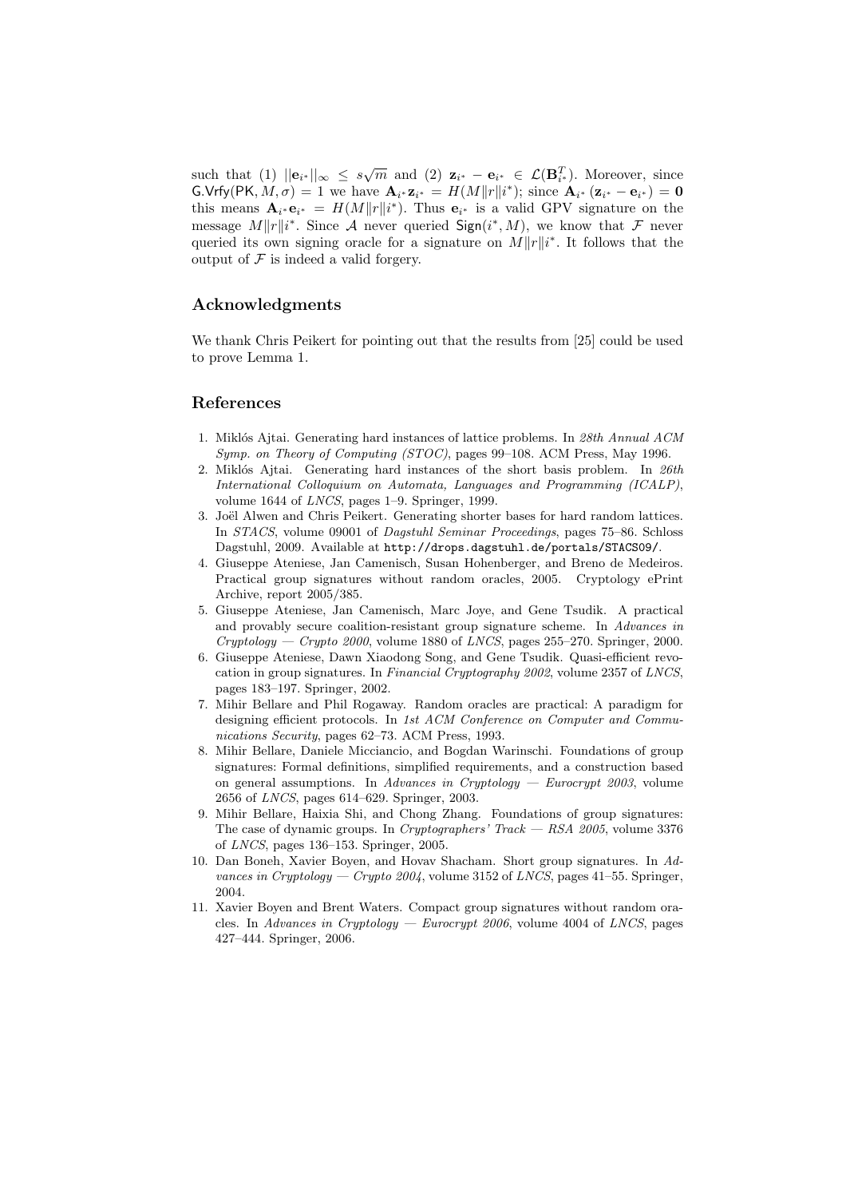such that (1) $||\mathbf{e}_{i^*}||_\infty \leq s\sqrt{m}$ and (2) $\mathbf{z}_{i^*} - \mathbf{e}_{i^*} \in \mathcal{L}(\mathbf{B}_{i^*}^T)$. Moreover, since $\mathsf{G.Vrfy}(\mathsf{PK}, M, \sigma) = 1$ we have $\mathbf{A}_{i^*}\mathbf{z}_{i^*} = H(M\|r\|i^*)$; since $\mathbf{A}_{i^*}(\mathbf{z}_{i^*} - \mathbf{e}_{i^*}) = \mathbf{0}$ this means $\mathbf{A}_{i^*}\mathbf{e}_{i^*} = H(M\|r\|i^*)$. Thus $\mathbf{e}_{i^*}$ is a valid GPV signature on the message $M\|r\|i^*$. Since $\mathcal{A}$ never queried $\mathsf{Sign}(i^*, M)$, we know that $\mathcal{F}$ never queried its own signing oracle for a signature on $M\|r\|i^*$. It follows that the output of $\mathcal{F}$ is indeed a valid forgery.

## Acknowledgments

We thank Chris Peikert for pointing out that the results from [25] could be used to prove Lemma 1.

## References

1. Miklós Ajtai. Generating hard instances of lattice problems. In *28th Annual ACM Symp. on Theory of Computing (STOC)*, pages 99–108. ACM Press, May 1996.
2. Miklós Ajtai. Generating hard instances of the short basis problem. In *26th International Colloquium on Automata, Languages and Programming (ICALP)*, volume 1644 of *LNCS*, pages 1–9. Springer, 1999.
3. Joël Alwen and Chris Peikert. Generating shorter bases for hard random lattices. In *STACS*, volume 09001 of *Dagstuhl Seminar Proceedings*, pages 75–86. Schloss Dagstuhl, 2009. Available at `http://drops.dagstuhl.de/portals/STACS09/`.
4. Giuseppe Ateniese, Jan Camenisch, Susan Hohenberger, and Breno de Medeiros. Practical group signatures without random oracles, 2005. Cryptology ePrint Archive, report 2005/385.
5. Giuseppe Ateniese, Jan Camenisch, Marc Joye, and Gene Tsudik. A practical and provably secure coalition-resistant group signature scheme. In *Advances in Cryptology — Crypto 2000*, volume 1880 of *LNCS*, pages 255–270. Springer, 2000.
6. Giuseppe Ateniese, Dawn Xiaodong Song, and Gene Tsudik. Quasi-efficient revocation in group signatures. In *Financial Cryptography 2002*, volume 2357 of *LNCS*, pages 183–197. Springer, 2002.
7. Mihir Bellare and Phil Rogaway. Random oracles are practical: A paradigm for designing efficient protocols. In *1st ACM Conference on Computer and Communications Security*, pages 62–73. ACM Press, 1993.
8. Mihir Bellare, Daniele Micciancio, and Bogdan Warinschi. Foundations of group signatures: Formal definitions, simplified requirements, and a construction based on general assumptions. In *Advances in Cryptology — Eurocrypt 2003*, volume 2656 of *LNCS*, pages 614–629. Springer, 2003.
9. Mihir Bellare, Haixia Shi, and Chong Zhang. Foundations of group signatures: The case of dynamic groups. In *Cryptographers' Track — RSA 2005*, volume 3376 of *LNCS*, pages 136–153. Springer, 2005.
10. Dan Boneh, Xavier Boyen, and Hovav Shacham. Short group signatures. In *Advances in Cryptology — Crypto 2004*, volume 3152 of *LNCS*, pages 41–55. Springer, 2004.
11. Xavier Boyen and Brent Waters. Compact group signatures without random oracles. In *Advances in Cryptology — Eurocrypt 2006*, volume 4004 of *LNCS*, pages 427–444. Springer, 2006.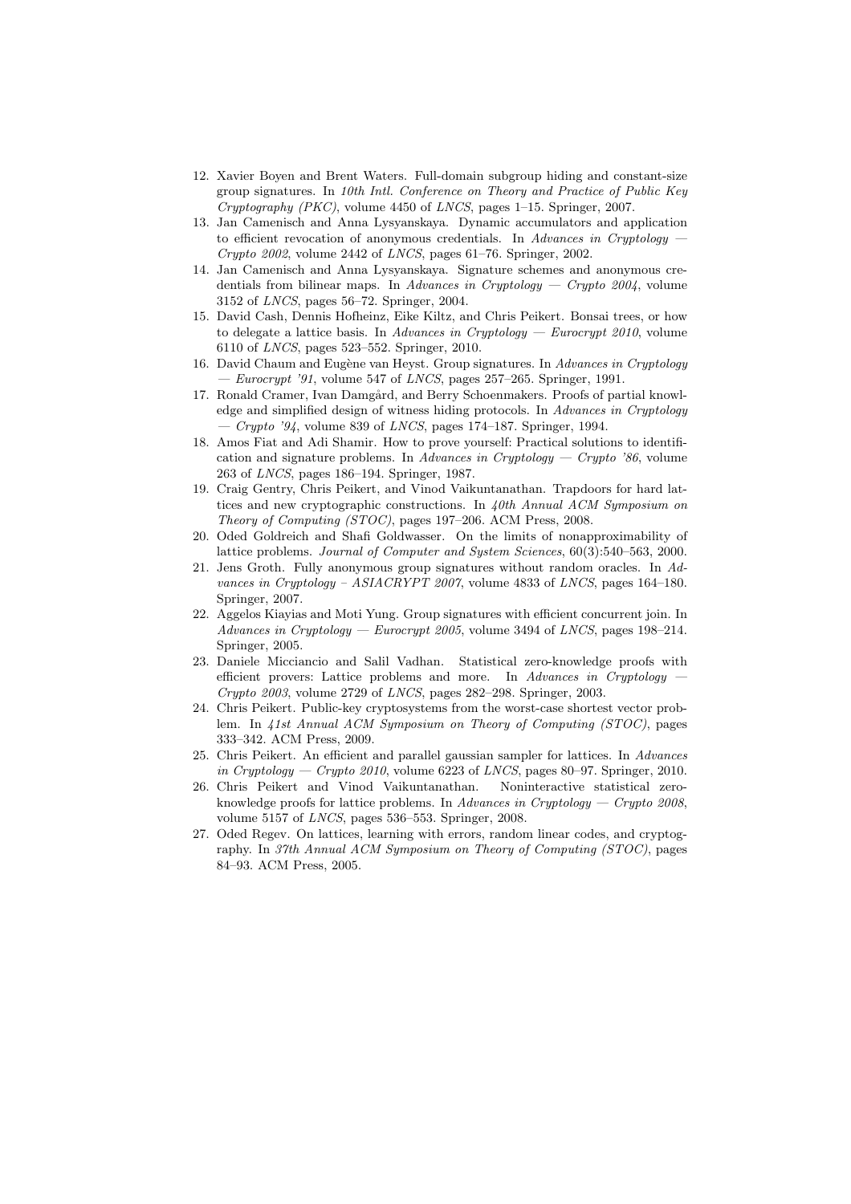12. Xavier Boyen and Brent Waters. Full-domain subgroup hiding and constant-size group signatures. In *10th Intl. Conference on Theory and Practice of Public Key Cryptography (PKC)*, volume 4450 of *LNCS*, pages 1–15. Springer, 2007.
13. Jan Camenisch and Anna Lysyanskaya. Dynamic accumulators and application to efficient revocation of anonymous credentials. In *Advances in Cryptology — Crypto 2002*, volume 2442 of *LNCS*, pages 61–76. Springer, 2002.
14. Jan Camenisch and Anna Lysyanskaya. Signature schemes and anonymous credentials from bilinear maps. In *Advances in Cryptology — Crypto 2004*, volume 3152 of *LNCS*, pages 56–72. Springer, 2004.
15. David Cash, Dennis Hofheinz, Eike Kiltz, and Chris Peikert. Bonsai trees, or how to delegate a lattice basis. In *Advances in Cryptology — Eurocrypt 2010*, volume 6110 of *LNCS*, pages 523–552. Springer, 2010.
16. David Chaum and Eugène van Heyst. Group signatures. In *Advances in Cryptology — Eurocrypt '91*, volume 547 of *LNCS*, pages 257–265. Springer, 1991.
17. Ronald Cramer, Ivan Damgård, and Berry Schoenmakers. Proofs of partial knowledge and simplified design of witness hiding protocols. In *Advances in Cryptology — Crypto '94*, volume 839 of *LNCS*, pages 174–187. Springer, 1994.
18. Amos Fiat and Adi Shamir. How to prove yourself: Practical solutions to identification and signature problems. In *Advances in Cryptology — Crypto '86*, volume 263 of *LNCS*, pages 186–194. Springer, 1987.
19. Craig Gentry, Chris Peikert, and Vinod Vaikuntanathan. Trapdoors for hard lattices and new cryptographic constructions. In *40th Annual ACM Symposium on Theory of Computing (STOC)*, pages 197–206. ACM Press, 2008.
20. Oded Goldreich and Shafi Goldwasser. On the limits of nonapproximability of lattice problems. *Journal of Computer and System Sciences*, 60(3):540–563, 2000.
21. Jens Groth. Fully anonymous group signatures without random oracles. In *Advances in Cryptology – ASIACRYPT 2007*, volume 4833 of *LNCS*, pages 164–180. Springer, 2007.
22. Aggelos Kiayias and Moti Yung. Group signatures with efficient concurrent join. In *Advances in Cryptology — Eurocrypt 2005*, volume 3494 of *LNCS*, pages 198–214. Springer, 2005.
23. Daniele Micciancio and Salil Vadhan. Statistical zero-knowledge proofs with efficient provers: Lattice problems and more. In *Advances in Cryptology — Crypto 2003*, volume 2729 of *LNCS*, pages 282–298. Springer, 2003.
24. Chris Peikert. Public-key cryptosystems from the worst-case shortest vector problem. In *41st Annual ACM Symposium on Theory of Computing (STOC)*, pages 333–342. ACM Press, 2009.
25. Chris Peikert. An efficient and parallel gaussian sampler for lattices. In *Advances in Cryptology — Crypto 2010*, volume 6223 of *LNCS*, pages 80–97. Springer, 2010.
26. Chris Peikert and Vinod Vaikuntanathan. Noninteractive statistical zero-knowledge proofs for lattice problems. In *Advances in Cryptology — Crypto 2008*, volume 5157 of *LNCS*, pages 536–553. Springer, 2008.
27. Oded Regev. On lattices, learning with errors, random linear codes, and cryptography. In *37th Annual ACM Symposium on Theory of Computing (STOC)*, pages 84–93. ACM Press, 2005.